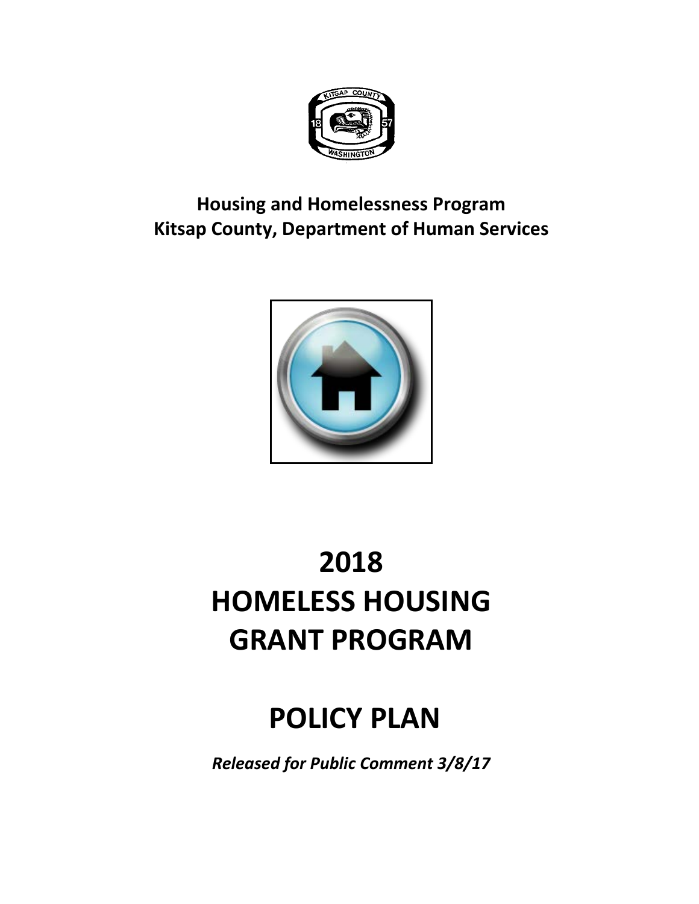**Housing and Homelessness Program**
**Kitsap County, Department of Human Services**

# 2018 HOMELESS HOUSING GRANT PROGRAM

# POLICY PLAN

***Released for Public Comment 3/8/17***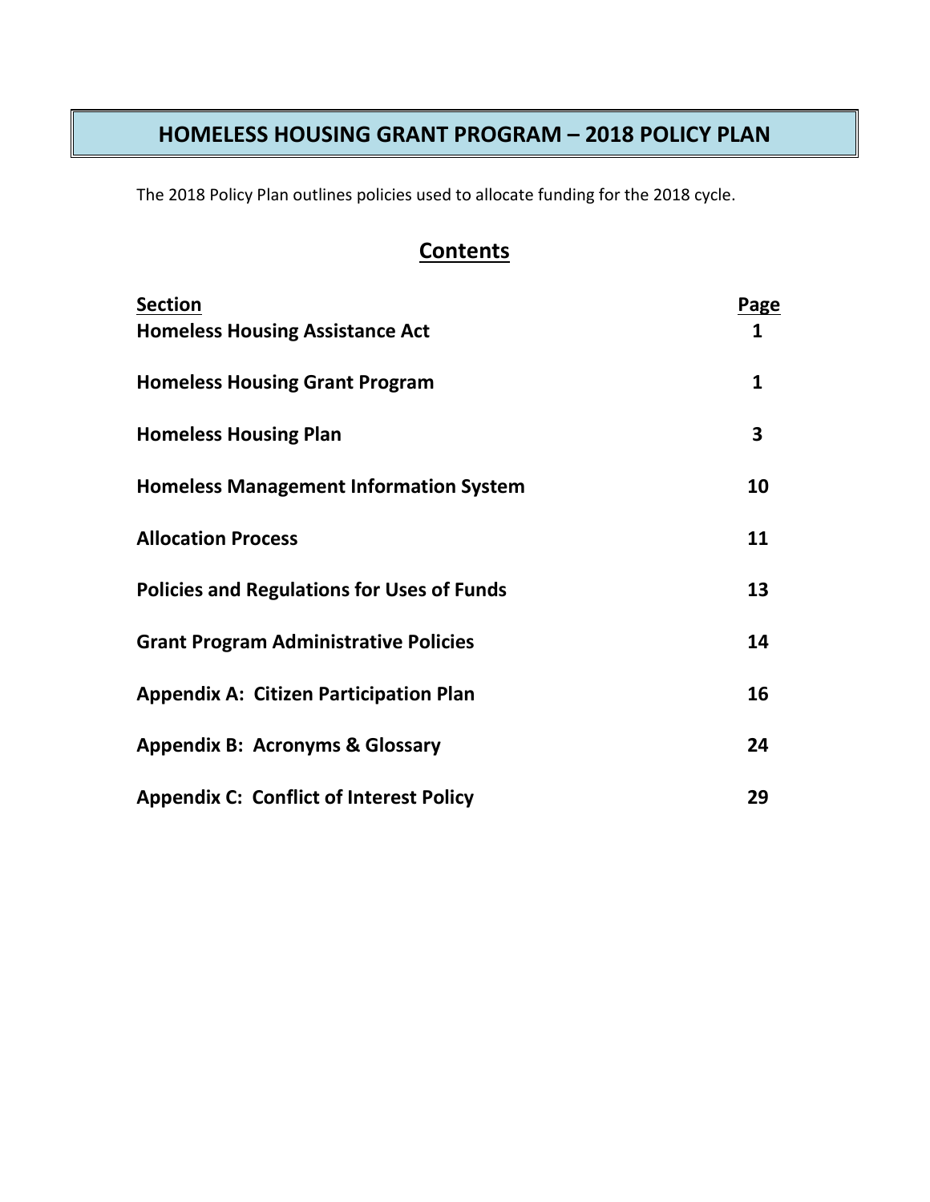# HOMELESS HOUSING GRANT PROGRAM – 2018 POLICY PLAN

The 2018 Policy Plan outlines policies used to allocate funding for the 2018 cycle.

## Contents

| Section | Page |
| --- | --- |
| **Homeless Housing Assistance Act** | **1** |
| **Homeless Housing Grant Program** | **1** |
| **Homeless Housing Plan** | **3** |
| **Homeless Management Information System** | **10** |
| **Allocation Process** | **11** |
| **Policies and Regulations for Uses of Funds** | **13** |
| **Grant Program Administrative Policies** | **14** |
| **Appendix A: Citizen Participation Plan** | **16** |
| **Appendix B: Acronyms & Glossary** | **24** |
| **Appendix C: Conflict of Interest Policy** | **29** |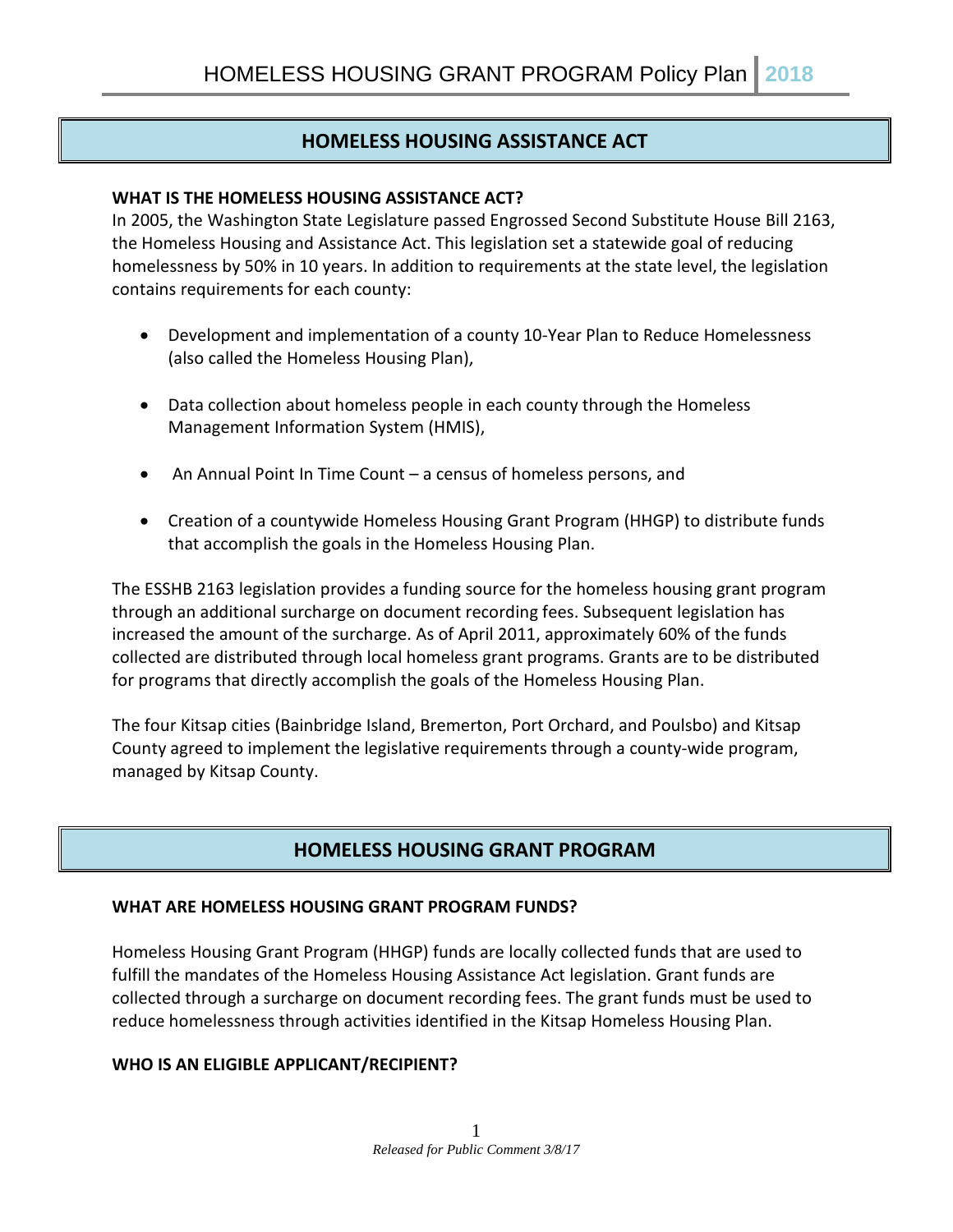## HOMELESS HOUSING ASSISTANCE ACT

**WHAT IS THE HOMELESS HOUSING ASSISTANCE ACT?**

In 2005, the Washington State Legislature passed Engrossed Second Substitute House Bill 2163, the Homeless Housing and Assistance Act. This legislation set a statewide goal of reducing homelessness by 50% in 10 years. In addition to requirements at the state level, the legislation contains requirements for each county:

- Development and implementation of a county 10-Year Plan to Reduce Homelessness (also called the Homeless Housing Plan),
- Data collection about homeless people in each county through the Homeless Management Information System (HMIS),
- An Annual Point In Time Count – a census of homeless persons, and
- Creation of a countywide Homeless Housing Grant Program (HHGP) to distribute funds that accomplish the goals in the Homeless Housing Plan.

The ESSHB 2163 legislation provides a funding source for the homeless housing grant program through an additional surcharge on document recording fees. Subsequent legislation has increased the amount of the surcharge. As of April 2011, approximately 60% of the funds collected are distributed through local homeless grant programs. Grants are to be distributed for programs that directly accomplish the goals of the Homeless Housing Plan.

The four Kitsap cities (Bainbridge Island, Bremerton, Port Orchard, and Poulsbo) and Kitsap County agreed to implement the legislative requirements through a county-wide program, managed by Kitsap County.

## HOMELESS HOUSING GRANT PROGRAM

**WHAT ARE HOMELESS HOUSING GRANT PROGRAM FUNDS?**

Homeless Housing Grant Program (HHGP) funds are locally collected funds that are used to fulfill the mandates of the Homeless Housing Assistance Act legislation. Grant funds are collected through a surcharge on document recording fees. The grant funds must be used to reduce homelessness through activities identified in the Kitsap Homeless Housing Plan.

**WHO IS AN ELIGIBLE APPLICANT/RECIPIENT?**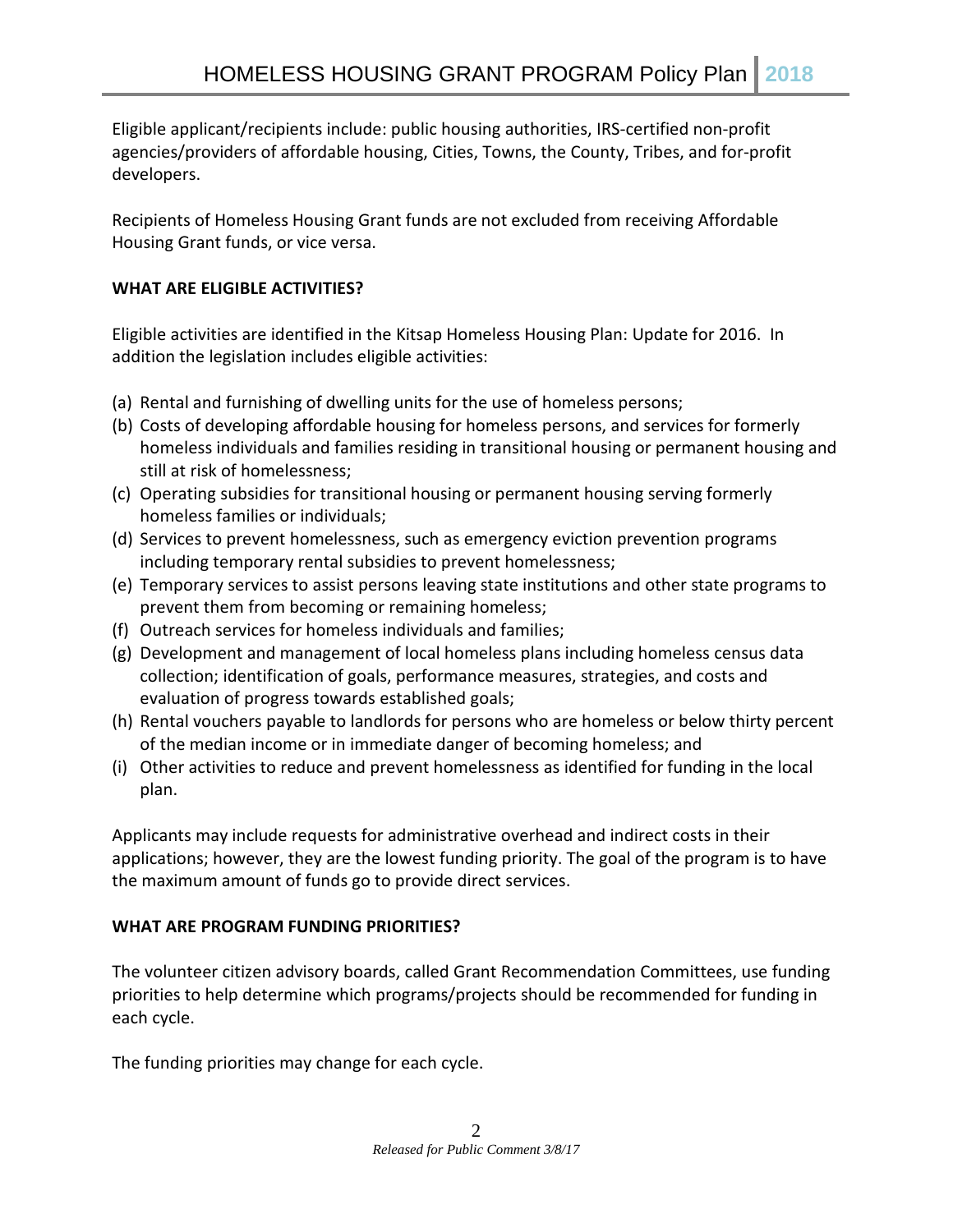Eligible applicant/recipients include: public housing authorities, IRS-certified non-profit agencies/providers of affordable housing, Cities, Towns, the County, Tribes, and for-profit developers.

Recipients of Homeless Housing Grant funds are not excluded from receiving Affordable Housing Grant funds, or vice versa.

**WHAT ARE ELIGIBLE ACTIVITIES?**

Eligible activities are identified in the Kitsap Homeless Housing Plan: Update for 2016. In addition the legislation includes eligible activities:

(a) Rental and furnishing of dwelling units for the use of homeless persons;
(b) Costs of developing affordable housing for homeless persons, and services for formerly homeless individuals and families residing in transitional housing or permanent housing and still at risk of homelessness;
(c) Operating subsidies for transitional housing or permanent housing serving formerly homeless families or individuals;
(d) Services to prevent homelessness, such as emergency eviction prevention programs including temporary rental subsidies to prevent homelessness;
(e) Temporary services to assist persons leaving state institutions and other state programs to prevent them from becoming or remaining homeless;
(f) Outreach services for homeless individuals and families;
(g) Development and management of local homeless plans including homeless census data collection; identification of goals, performance measures, strategies, and costs and evaluation of progress towards established goals;
(h) Rental vouchers payable to landlords for persons who are homeless or below thirty percent of the median income or in immediate danger of becoming homeless; and
(i) Other activities to reduce and prevent homelessness as identified for funding in the local plan.

Applicants may include requests for administrative overhead and indirect costs in their applications; however, they are the lowest funding priority. The goal of the program is to have the maximum amount of funds go to provide direct services.

**WHAT ARE PROGRAM FUNDING PRIORITIES?**

The volunteer citizen advisory boards, called Grant Recommendation Committees, use funding priorities to help determine which programs/projects should be recommended for funding in each cycle.

The funding priorities may change for each cycle.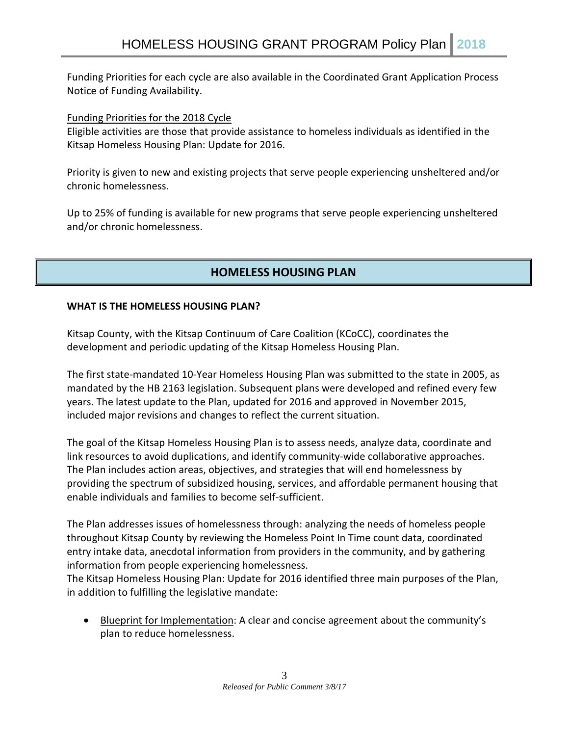Funding Priorities for each cycle are also available in the Coordinated Grant Application Process Notice of Funding Availability.

Funding Priorities for the 2018 Cycle

Eligible activities are those that provide assistance to homeless individuals as identified in the Kitsap Homeless Housing Plan: Update for 2016.

Priority is given to new and existing projects that serve people experiencing unsheltered and/or chronic homelessness.

Up to 25% of funding is available for new programs that serve people experiencing unsheltered and/or chronic homelessness.

## HOMELESS HOUSING PLAN

**WHAT IS THE HOMELESS HOUSING PLAN?**

Kitsap County, with the Kitsap Continuum of Care Coalition (KCoCC), coordinates the development and periodic updating of the Kitsap Homeless Housing Plan.

The first state-mandated 10-Year Homeless Housing Plan was submitted to the state in 2005, as mandated by the HB 2163 legislation. Subsequent plans were developed and refined every few years. The latest update to the Plan, updated for 2016 and approved in November 2015, included major revisions and changes to reflect the current situation.

The goal of the Kitsap Homeless Housing Plan is to assess needs, analyze data, coordinate and link resources to avoid duplications, and identify community-wide collaborative approaches. The Plan includes action areas, objectives, and strategies that will end homelessness by providing the spectrum of subsidized housing, services, and affordable permanent housing that enable individuals and families to become self-sufficient.

The Plan addresses issues of homelessness through: analyzing the needs of homeless people throughout Kitsap County by reviewing the Homeless Point In Time count data, coordinated entry intake data, anecdotal information from providers in the community, and by gathering information from people experiencing homelessness.

The Kitsap Homeless Housing Plan: Update for 2016 identified three main purposes of the Plan, in addition to fulfilling the legislative mandate:

- Blueprint for Implementation: A clear and concise agreement about the community's plan to reduce homelessness.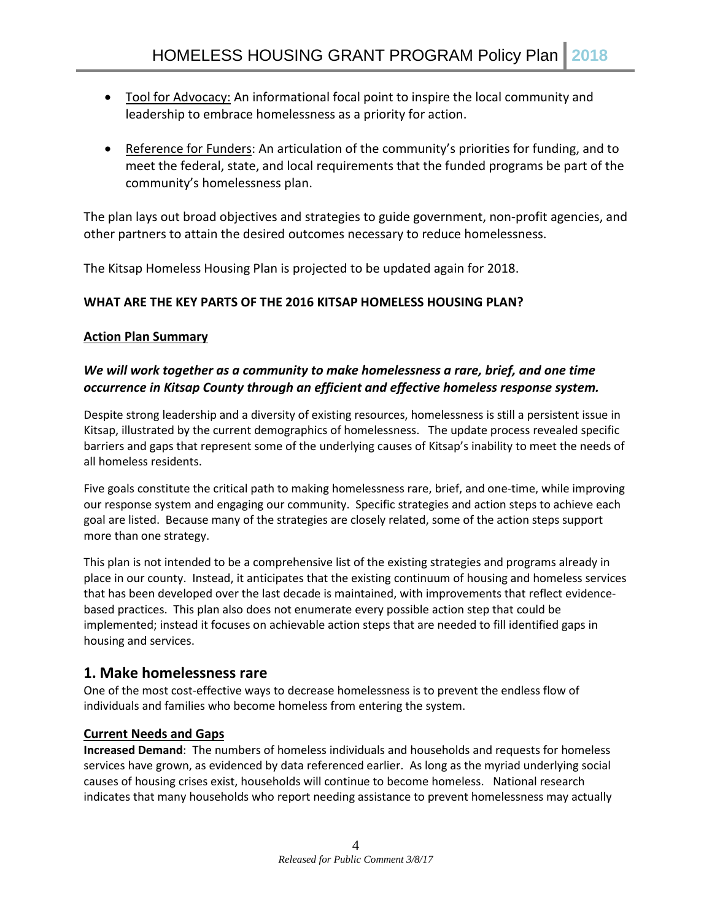- Tool for Advocacy: An informational focal point to inspire the local community and leadership to embrace homelessness as a priority for action.
- Reference for Funders: An articulation of the community's priorities for funding, and to meet the federal, state, and local requirements that the funded programs be part of the community's homelessness plan.

The plan lays out broad objectives and strategies to guide government, non-profit agencies, and other partners to attain the desired outcomes necessary to reduce homelessness.

The Kitsap Homeless Housing Plan is projected to be updated again for 2018.

**WHAT ARE THE KEY PARTS OF THE 2016 KITSAP HOMELESS HOUSING PLAN?**

**Action Plan Summary**

***We will work together as a community to make homelessness a rare, brief, and one time occurrence in Kitsap County through an efficient and effective homeless response system.***

Despite strong leadership and a diversity of existing resources, homelessness is still a persistent issue in Kitsap, illustrated by the current demographics of homelessness. The update process revealed specific barriers and gaps that represent some of the underlying causes of Kitsap's inability to meet the needs of all homeless residents.

Five goals constitute the critical path to making homelessness rare, brief, and one-time, while improving our response system and engaging our community. Specific strategies and action steps to achieve each goal are listed. Because many of the strategies are closely related, some of the action steps support more than one strategy.

This plan is not intended to be a comprehensive list of the existing strategies and programs already in place in our county. Instead, it anticipates that the existing continuum of housing and homeless services that has been developed over the last decade is maintained, with improvements that reflect evidence-based practices. This plan also does not enumerate every possible action step that could be implemented; instead it focuses on achievable action steps that are needed to fill identified gaps in housing and services.

## 1. Make homelessness rare

One of the most cost-effective ways to decrease homelessness is to prevent the endless flow of individuals and families who become homeless from entering the system.

**Current Needs and Gaps**

**Increased Demand**: The numbers of homeless individuals and households and requests for homeless services have grown, as evidenced by data referenced earlier. As long as the myriad underlying social causes of housing crises exist, households will continue to become homeless. National research indicates that many households who report needing assistance to prevent homelessness may actually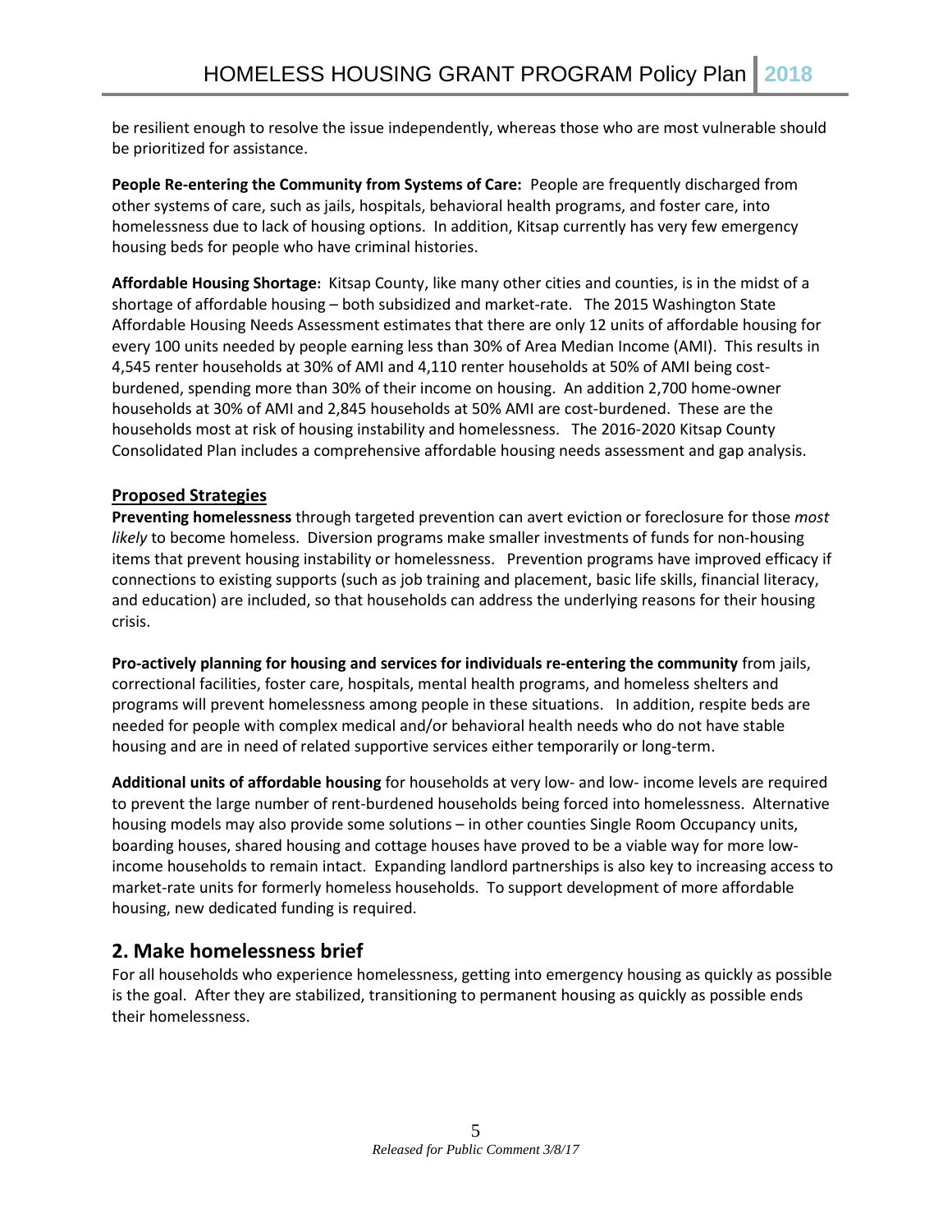be resilient enough to resolve the issue independently, whereas those who are most vulnerable should be prioritized for assistance.

**People Re-entering the Community from Systems of Care:** People are frequently discharged from other systems of care, such as jails, hospitals, behavioral health programs, and foster care, into homelessness due to lack of housing options. In addition, Kitsap currently has very few emergency housing beds for people who have criminal histories.

**Affordable Housing Shortage:** Kitsap County, like many other cities and counties, is in the midst of a shortage of affordable housing – both subsidized and market-rate. The 2015 Washington State Affordable Housing Needs Assessment estimates that there are only 12 units of affordable housing for every 100 units needed by people earning less than 30% of Area Median Income (AMI). This results in 4,545 renter households at 30% of AMI and 4,110 renter households at 50% of AMI being cost-burdened, spending more than 30% of their income on housing. An addition 2,700 home-owner households at 30% of AMI and 2,845 households at 50% AMI are cost-burdened. These are the households most at risk of housing instability and homelessness. The 2016-2020 Kitsap County Consolidated Plan includes a comprehensive affordable housing needs assessment and gap analysis.

**Proposed Strategies**

**Preventing homelessness** through targeted prevention can avert eviction or foreclosure for those *most likely* to become homeless. Diversion programs make smaller investments of funds for non-housing items that prevent housing instability or homelessness. Prevention programs have improved efficacy if connections to existing supports (such as job training and placement, basic life skills, financial literacy, and education) are included, so that households can address the underlying reasons for their housing crisis.

**Pro-actively planning for housing and services for individuals re-entering the community** from jails, correctional facilities, foster care, hospitals, mental health programs, and homeless shelters and programs will prevent homelessness among people in these situations. In addition, respite beds are needed for people with complex medical and/or behavioral health needs who do not have stable housing and are in need of related supportive services either temporarily or long-term.

**Additional units of affordable housing** for households at very low- and low- income levels are required to prevent the large number of rent-burdened households being forced into homelessness. Alternative housing models may also provide some solutions – in other counties Single Room Occupancy units, boarding houses, shared housing and cottage houses have proved to be a viable way for more low-income households to remain intact. Expanding landlord partnerships is also key to increasing access to market-rate units for formerly homeless households. To support development of more affordable housing, new dedicated funding is required.

## 2. Make homelessness brief

For all households who experience homelessness, getting into emergency housing as quickly as possible is the goal. After they are stabilized, transitioning to permanent housing as quickly as possible ends their homelessness.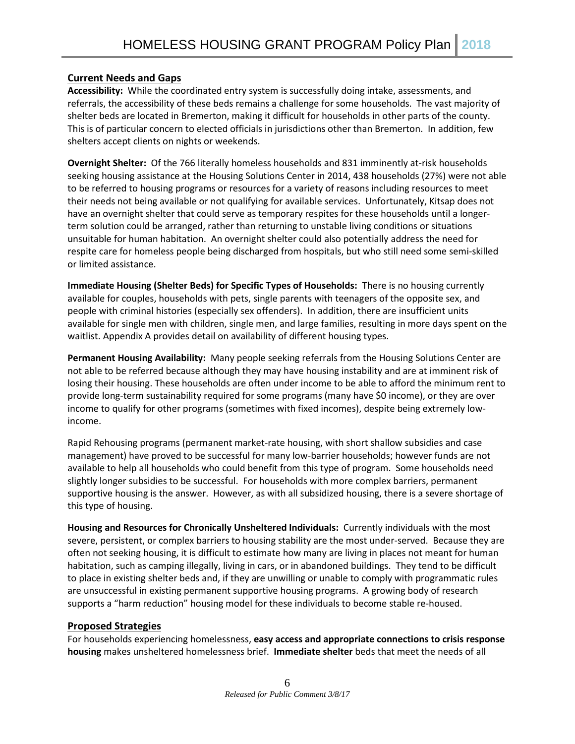## Current Needs and Gaps

**Accessibility:** While the coordinated entry system is successfully doing intake, assessments, and referrals, the accessibility of these beds remains a challenge for some households. The vast majority of shelter beds are located in Bremerton, making it difficult for households in other parts of the county. This is of particular concern to elected officials in jurisdictions other than Bremerton. In addition, few shelters accept clients on nights or weekends.

**Overnight Shelter:** Of the 766 literally homeless households and 831 imminently at-risk households seeking housing assistance at the Housing Solutions Center in 2014, 438 households (27%) were not able to be referred to housing programs or resources for a variety of reasons including resources to meet their needs not being available or not qualifying for available services. Unfortunately, Kitsap does not have an overnight shelter that could serve as temporary respites for these households until a longer-term solution could be arranged, rather than returning to unstable living conditions or situations unsuitable for human habitation. An overnight shelter could also potentially address the need for respite care for homeless people being discharged from hospitals, but who still need some semi-skilled or limited assistance.

**Immediate Housing (Shelter Beds) for Specific Types of Households:** There is no housing currently available for couples, households with pets, single parents with teenagers of the opposite sex, and people with criminal histories (especially sex offenders). In addition, there are insufficient units available for single men with children, single men, and large families, resulting in more days spent on the waitlist. Appendix A provides detail on availability of different housing types.

**Permanent Housing Availability:** Many people seeking referrals from the Housing Solutions Center are not able to be referred because although they may have housing instability and are at imminent risk of losing their housing. These households are often under income to be able to afford the minimum rent to provide long-term sustainability required for some programs (many have $0 income), or they are over income to qualify for other programs (sometimes with fixed incomes), despite being extremely low-income.

Rapid Rehousing programs (permanent market-rate housing, with short shallow subsidies and case management) have proved to be successful for many low-barrier households; however funds are not available to help all households who could benefit from this type of program. Some households need slightly longer subsidies to be successful. For households with more complex barriers, permanent supportive housing is the answer. However, as with all subsidized housing, there is a severe shortage of this type of housing.

**Housing and Resources for Chronically Unsheltered Individuals:** Currently individuals with the most severe, persistent, or complex barriers to housing stability are the most under-served. Because they are often not seeking housing, it is difficult to estimate how many are living in places not meant for human habitation, such as camping illegally, living in cars, or in abandoned buildings. They tend to be difficult to place in existing shelter beds and, if they are unwilling or unable to comply with programmatic rules are unsuccessful in existing permanent supportive housing programs. A growing body of research supports a "harm reduction" housing model for these individuals to become stable re-housed.

## Proposed Strategies

For households experiencing homelessness, **easy access and appropriate connections to crisis response housing** makes unsheltered homelessness brief. **Immediate shelter** beds that meet the needs of all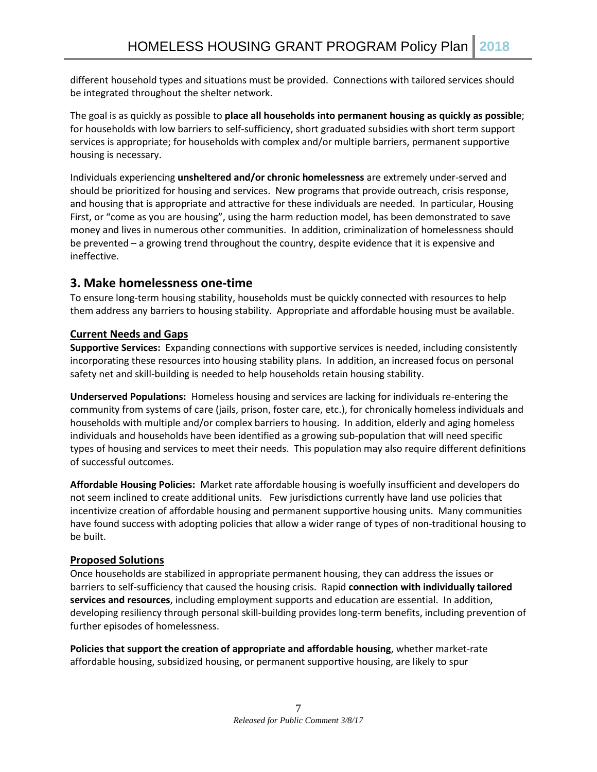different household types and situations must be provided. Connections with tailored services should be integrated throughout the shelter network.

The goal is as quickly as possible to **place all households into permanent housing as quickly as possible**; for households with low barriers to self-sufficiency, short graduated subsidies with short term support services is appropriate; for households with complex and/or multiple barriers, permanent supportive housing is necessary.

Individuals experiencing **unsheltered and/or chronic homelessness** are extremely under-served and should be prioritized for housing and services. New programs that provide outreach, crisis response, and housing that is appropriate and attractive for these individuals are needed. In particular, Housing First, or "come as you are housing", using the harm reduction model, has been demonstrated to save money and lives in numerous other communities. In addition, criminalization of homelessness should be prevented – a growing trend throughout the country, despite evidence that it is expensive and ineffective.

## 3. Make homelessness one-time

To ensure long-term housing stability, households must be quickly connected with resources to help them address any barriers to housing stability. Appropriate and affordable housing must be available.

### Current Needs and Gaps

**Supportive Services:** Expanding connections with supportive services is needed, including consistently incorporating these resources into housing stability plans. In addition, an increased focus on personal safety net and skill-building is needed to help households retain housing stability.

**Underserved Populations:** Homeless housing and services are lacking for individuals re-entering the community from systems of care (jails, prison, foster care, etc.), for chronically homeless individuals and households with multiple and/or complex barriers to housing. In addition, elderly and aging homeless individuals and households have been identified as a growing sub-population that will need specific types of housing and services to meet their needs. This population may also require different definitions of successful outcomes.

**Affordable Housing Policies:** Market rate affordable housing is woefully insufficient and developers do not seem inclined to create additional units. Few jurisdictions currently have land use policies that incentivize creation of affordable housing and permanent supportive housing units. Many communities have found success with adopting policies that allow a wider range of types of non-traditional housing to be built.

### Proposed Solutions

Once households are stabilized in appropriate permanent housing, they can address the issues or barriers to self-sufficiency that caused the housing crisis. Rapid **connection with individually tailored services and resources**, including employment supports and education are essential. In addition, developing resiliency through personal skill-building provides long-term benefits, including prevention of further episodes of homelessness.

**Policies that support the creation of appropriate and affordable housing**, whether market-rate affordable housing, subsidized housing, or permanent supportive housing, are likely to spur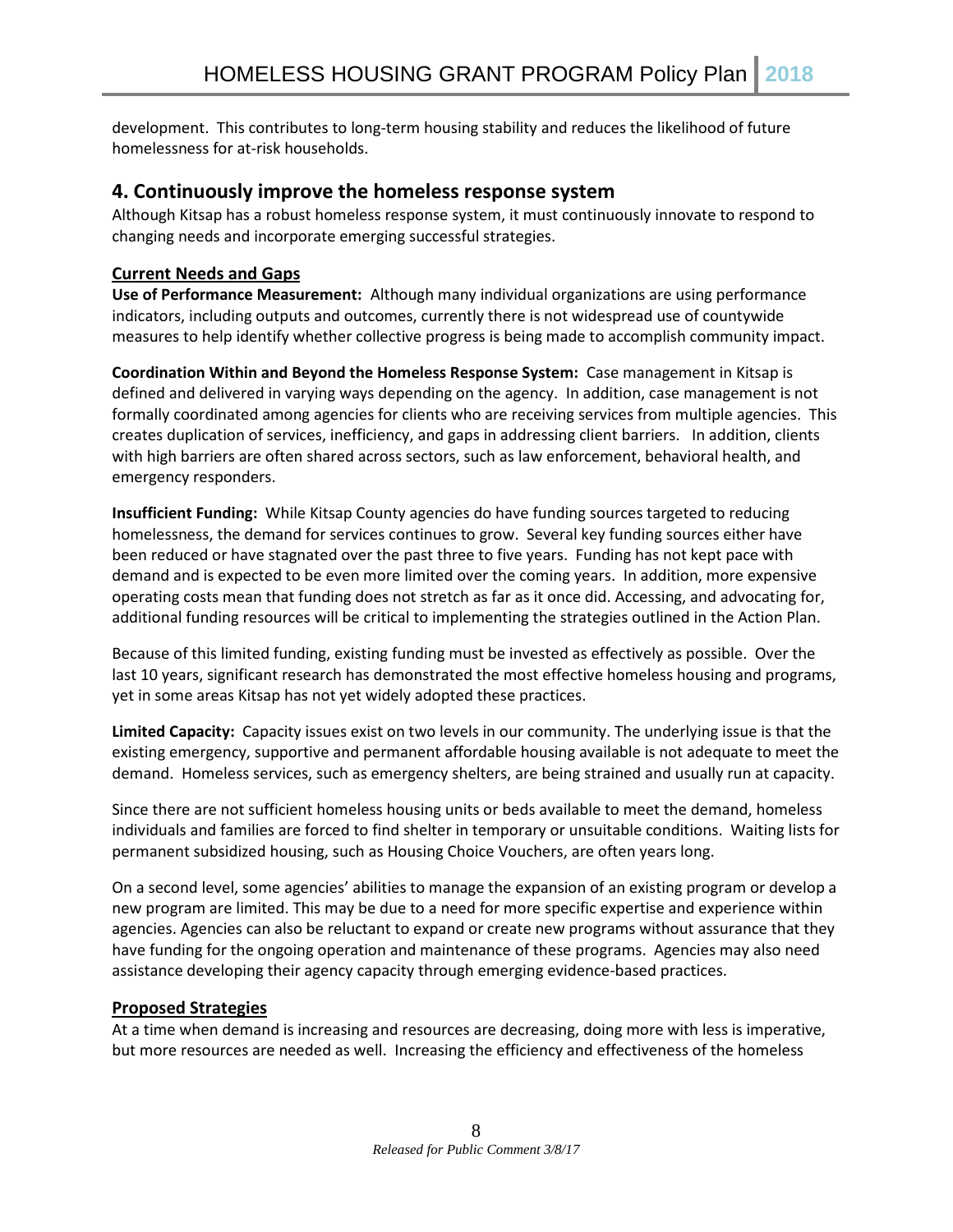development. This contributes to long-term housing stability and reduces the likelihood of future homelessness for at-risk households.

## 4. Continuously improve the homeless response system

Although Kitsap has a robust homeless response system, it must continuously innovate to respond to changing needs and incorporate emerging successful strategies.

### Current Needs and Gaps

**Use of Performance Measurement:** Although many individual organizations are using performance indicators, including outputs and outcomes, currently there is not widespread use of countywide measures to help identify whether collective progress is being made to accomplish community impact.

**Coordination Within and Beyond the Homeless Response System:** Case management in Kitsap is defined and delivered in varying ways depending on the agency. In addition, case management is not formally coordinated among agencies for clients who are receiving services from multiple agencies. This creates duplication of services, inefficiency, and gaps in addressing client barriers. In addition, clients with high barriers are often shared across sectors, such as law enforcement, behavioral health, and emergency responders.

**Insufficient Funding:** While Kitsap County agencies do have funding sources targeted to reducing homelessness, the demand for services continues to grow. Several key funding sources either have been reduced or have stagnated over the past three to five years. Funding has not kept pace with demand and is expected to be even more limited over the coming years. In addition, more expensive operating costs mean that funding does not stretch as far as it once did. Accessing, and advocating for, additional funding resources will be critical to implementing the strategies outlined in the Action Plan.

Because of this limited funding, existing funding must be invested as effectively as possible. Over the last 10 years, significant research has demonstrated the most effective homeless housing and programs, yet in some areas Kitsap has not yet widely adopted these practices.

**Limited Capacity:** Capacity issues exist on two levels in our community. The underlying issue is that the existing emergency, supportive and permanent affordable housing available is not adequate to meet the demand. Homeless services, such as emergency shelters, are being strained and usually run at capacity.

Since there are not sufficient homeless housing units or beds available to meet the demand, homeless individuals and families are forced to find shelter in temporary or unsuitable conditions. Waiting lists for permanent subsidized housing, such as Housing Choice Vouchers, are often years long.

On a second level, some agencies' abilities to manage the expansion of an existing program or develop a new program are limited. This may be due to a need for more specific expertise and experience within agencies. Agencies can also be reluctant to expand or create new programs without assurance that they have funding for the ongoing operation and maintenance of these programs. Agencies may also need assistance developing their agency capacity through emerging evidence-based practices.

### Proposed Strategies

At a time when demand is increasing and resources are decreasing, doing more with less is imperative, but more resources are needed as well. Increasing the efficiency and effectiveness of the homeless

*Released for Public Comment 3/8/17*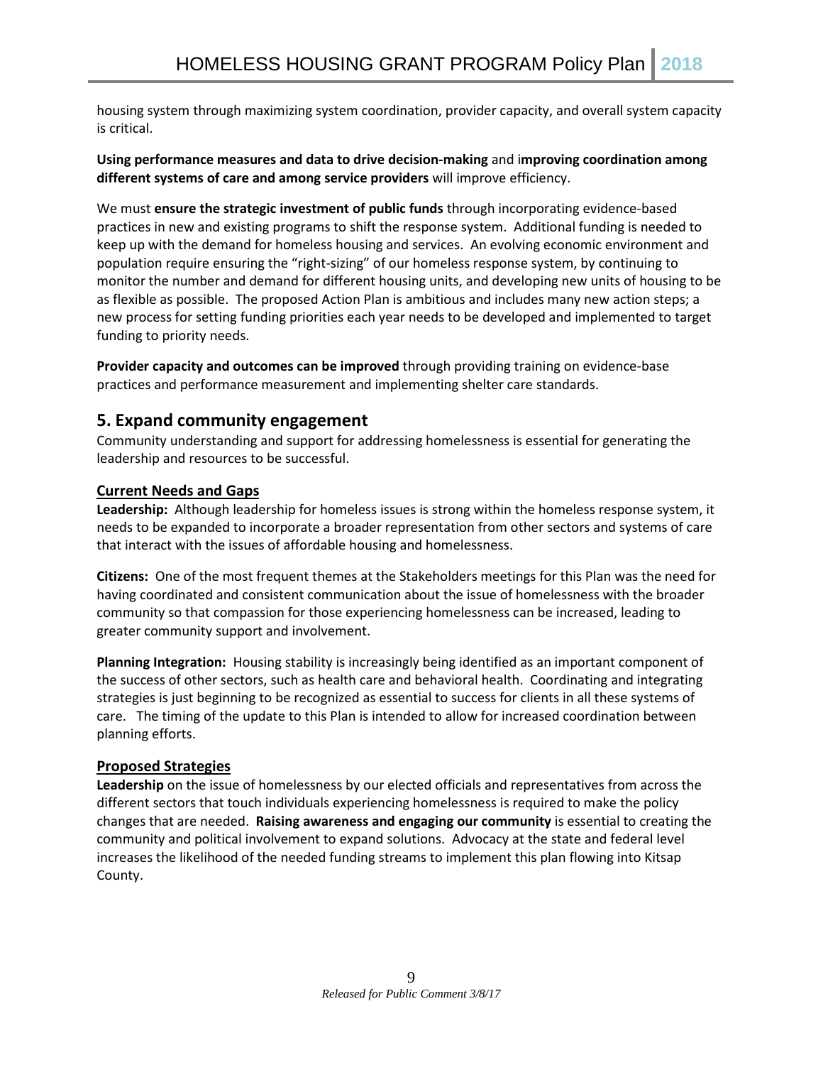housing system through maximizing system coordination, provider capacity, and overall system capacity is critical.

**Using performance measures and data to drive decision-making** and i**mproving coordination among different systems of care and among service providers** will improve efficiency.

We must **ensure the strategic investment of public funds** through incorporating evidence-based practices in new and existing programs to shift the response system. Additional funding is needed to keep up with the demand for homeless housing and services. An evolving economic environment and population require ensuring the "right-sizing" of our homeless response system, by continuing to monitor the number and demand for different housing units, and developing new units of housing to be as flexible as possible. The proposed Action Plan is ambitious and includes many new action steps; a new process for setting funding priorities each year needs to be developed and implemented to target funding to priority needs.

**Provider capacity and outcomes can be improved** through providing training on evidence-base practices and performance measurement and implementing shelter care standards.

## 5. Expand community engagement

Community understanding and support for addressing homelessness is essential for generating the leadership and resources to be successful.

### Current Needs and Gaps

**Leadership:** Although leadership for homeless issues is strong within the homeless response system, it needs to be expanded to incorporate a broader representation from other sectors and systems of care that interact with the issues of affordable housing and homelessness.

**Citizens:** One of the most frequent themes at the Stakeholders meetings for this Plan was the need for having coordinated and consistent communication about the issue of homelessness with the broader community so that compassion for those experiencing homelessness can be increased, leading to greater community support and involvement.

**Planning Integration:** Housing stability is increasingly being identified as an important component of the success of other sectors, such as health care and behavioral health. Coordinating and integrating strategies is just beginning to be recognized as essential to success for clients in all these systems of care. The timing of the update to this Plan is intended to allow for increased coordination between planning efforts.

### Proposed Strategies

**Leadership** on the issue of homelessness by our elected officials and representatives from across the different sectors that touch individuals experiencing homelessness is required to make the policy changes that are needed. **Raising awareness and engaging our community** is essential to creating the community and political involvement to expand solutions. Advocacy at the state and federal level increases the likelihood of the needed funding streams to implement this plan flowing into Kitsap County.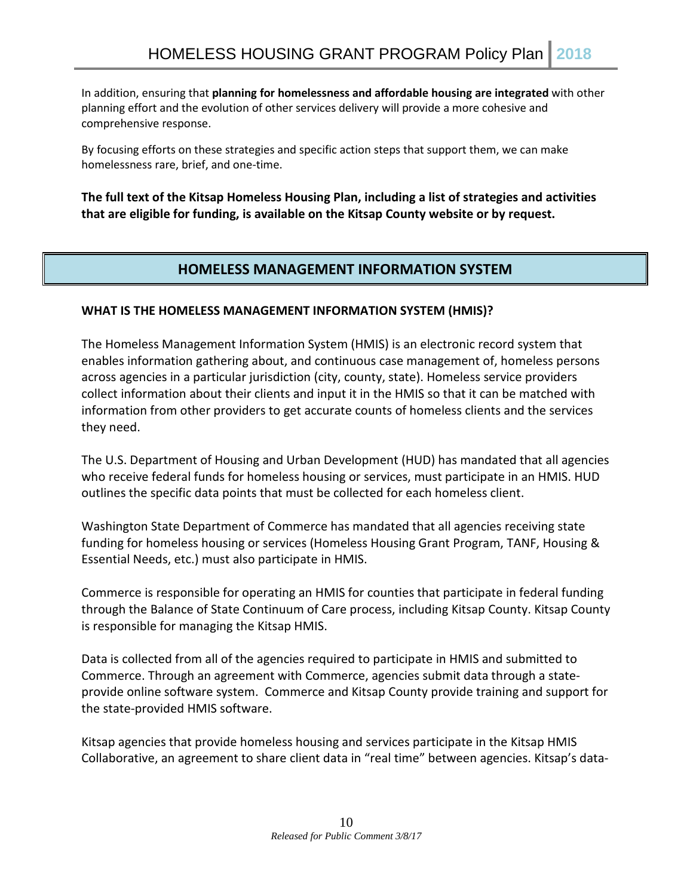In addition, ensuring that **planning for homelessness and affordable housing are integrated** with other planning effort and the evolution of other services delivery will provide a more cohesive and comprehensive response.

By focusing efforts on these strategies and specific action steps that support them, we can make homelessness rare, brief, and one-time.

**The full text of the Kitsap Homeless Housing Plan, including a list of strategies and activities that are eligible for funding, is available on the Kitsap County website or by request.**

## HOMELESS MANAGEMENT INFORMATION SYSTEM

### WHAT IS THE HOMELESS MANAGEMENT INFORMATION SYSTEM (HMIS)?

The Homeless Management Information System (HMIS) is an electronic record system that enables information gathering about, and continuous case management of, homeless persons across agencies in a particular jurisdiction (city, county, state). Homeless service providers collect information about their clients and input it in the HMIS so that it can be matched with information from other providers to get accurate counts of homeless clients and the services they need.

The U.S. Department of Housing and Urban Development (HUD) has mandated that all agencies who receive federal funds for homeless housing or services, must participate in an HMIS. HUD outlines the specific data points that must be collected for each homeless client.

Washington State Department of Commerce has mandated that all agencies receiving state funding for homeless housing or services (Homeless Housing Grant Program, TANF, Housing & Essential Needs, etc.) must also participate in HMIS.

Commerce is responsible for operating an HMIS for counties that participate in federal funding through the Balance of State Continuum of Care process, including Kitsap County. Kitsap County is responsible for managing the Kitsap HMIS.

Data is collected from all of the agencies required to participate in HMIS and submitted to Commerce. Through an agreement with Commerce, agencies submit data through a state-provide online software system. Commerce and Kitsap County provide training and support for the state-provided HMIS software.

Kitsap agencies that provide homeless housing and services participate in the Kitsap HMIS Collaborative, an agreement to share client data in "real time" between agencies. Kitsap's data-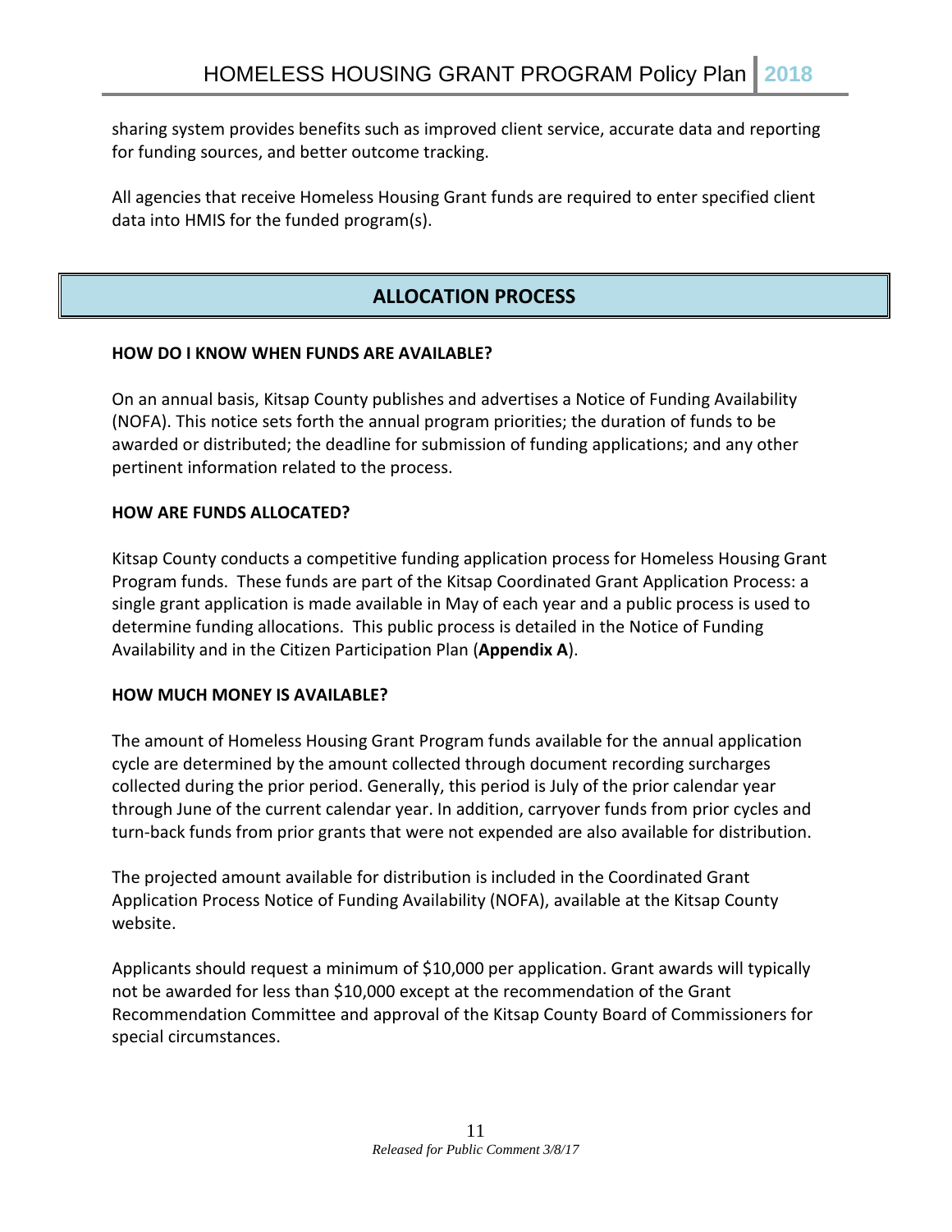sharing system provides benefits such as improved client service, accurate data and reporting for funding sources, and better outcome tracking.

All agencies that receive Homeless Housing Grant funds are required to enter specified client data into HMIS for the funded program(s).

## ALLOCATION PROCESS

### HOW DO I KNOW WHEN FUNDS ARE AVAILABLE?

On an annual basis, Kitsap County publishes and advertises a Notice of Funding Availability (NOFA). This notice sets forth the annual program priorities; the duration of funds to be awarded or distributed; the deadline for submission of funding applications; and any other pertinent information related to the process.

### HOW ARE FUNDS ALLOCATED?

Kitsap County conducts a competitive funding application process for Homeless Housing Grant Program funds. These funds are part of the Kitsap Coordinated Grant Application Process: a single grant application is made available in May of each year and a public process is used to determine funding allocations. This public process is detailed in the Notice of Funding Availability and in the Citizen Participation Plan (**Appendix A**).

### HOW MUCH MONEY IS AVAILABLE?

The amount of Homeless Housing Grant Program funds available for the annual application cycle are determined by the amount collected through document recording surcharges collected during the prior period. Generally, this period is July of the prior calendar year through June of the current calendar year. In addition, carryover funds from prior cycles and turn-back funds from prior grants that were not expended are also available for distribution.

The projected amount available for distribution is included in the Coordinated Grant Application Process Notice of Funding Availability (NOFA), available at the Kitsap County website.

Applicants should request a minimum of $10,000 per application. Grant awards will typically not be awarded for less than $10,000 except at the recommendation of the Grant Recommendation Committee and approval of the Kitsap County Board of Commissioners for special circumstances.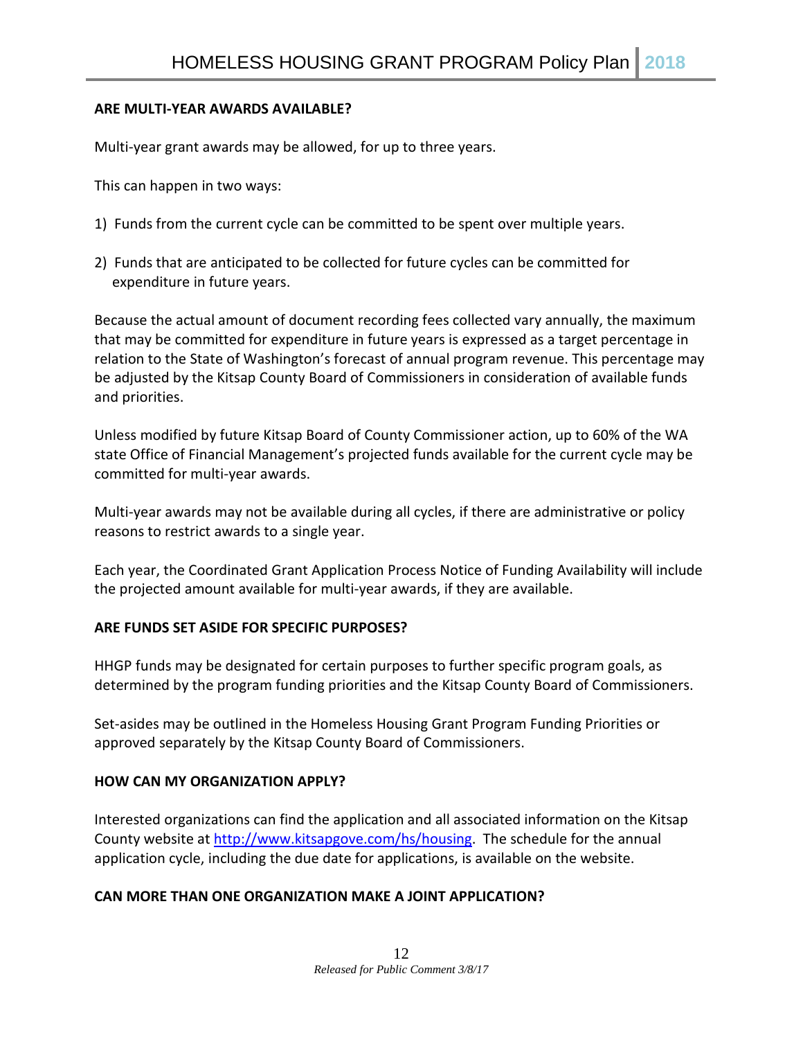**ARE MULTI-YEAR AWARDS AVAILABLE?**

Multi-year grant awards may be allowed, for up to three years.

This can happen in two ways:

1) Funds from the current cycle can be committed to be spent over multiple years.

2) Funds that are anticipated to be collected for future cycles can be committed for expenditure in future years.

Because the actual amount of document recording fees collected vary annually, the maximum that may be committed for expenditure in future years is expressed as a target percentage in relation to the State of Washington's forecast of annual program revenue. This percentage may be adjusted by the Kitsap County Board of Commissioners in consideration of available funds and priorities.

Unless modified by future Kitsap Board of County Commissioner action, up to 60% of the WA state Office of Financial Management's projected funds available for the current cycle may be committed for multi-year awards.

Multi-year awards may not be available during all cycles, if there are administrative or policy reasons to restrict awards to a single year.

Each year, the Coordinated Grant Application Process Notice of Funding Availability will include the projected amount available for multi-year awards, if they are available.

**ARE FUNDS SET ASIDE FOR SPECIFIC PURPOSES?**

HHGP funds may be designated for certain purposes to further specific program goals, as determined by the program funding priorities and the Kitsap County Board of Commissioners.

Set-asides may be outlined in the Homeless Housing Grant Program Funding Priorities or approved separately by the Kitsap County Board of Commissioners.

**HOW CAN MY ORGANIZATION APPLY?**

Interested organizations can find the application and all associated information on the Kitsap County website at [http://www.kitsapgove.com/hs/housing](http://www.kitsapgove.com/hs/housing). The schedule for the annual application cycle, including the due date for applications, is available on the website.

**CAN MORE THAN ONE ORGANIZATION MAKE A JOINT APPLICATION?**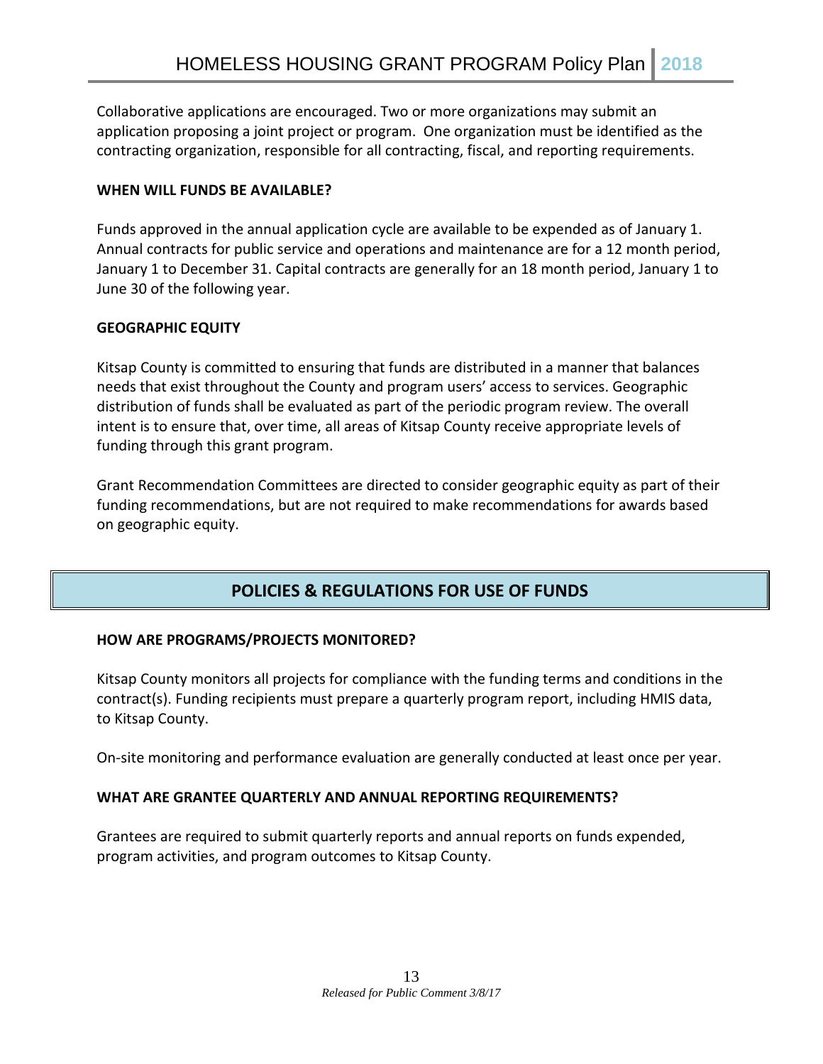Collaborative applications are encouraged. Two or more organizations may submit an application proposing a joint project or program. One organization must be identified as the contracting organization, responsible for all contracting, fiscal, and reporting requirements.

### WHEN WILL FUNDS BE AVAILABLE?

Funds approved in the annual application cycle are available to be expended as of January 1. Annual contracts for public service and operations and maintenance are for a 12 month period, January 1 to December 31. Capital contracts are generally for an 18 month period, January 1 to June 30 of the following year.

### GEOGRAPHIC EQUITY

Kitsap County is committed to ensuring that funds are distributed in a manner that balances needs that exist throughout the County and program users' access to services. Geographic distribution of funds shall be evaluated as part of the periodic program review. The overall intent is to ensure that, over time, all areas of Kitsap County receive appropriate levels of funding through this grant program.

Grant Recommendation Committees are directed to consider geographic equity as part of their funding recommendations, but are not required to make recommendations for awards based on geographic equity.

## POLICIES & REGULATIONS FOR USE OF FUNDS

### HOW ARE PROGRAMS/PROJECTS MONITORED?

Kitsap County monitors all projects for compliance with the funding terms and conditions in the contract(s). Funding recipients must prepare a quarterly program report, including HMIS data, to Kitsap County.

On-site monitoring and performance evaluation are generally conducted at least once per year.

### WHAT ARE GRANTEE QUARTERLY AND ANNUAL REPORTING REQUIREMENTS?

Grantees are required to submit quarterly reports and annual reports on funds expended, program activities, and program outcomes to Kitsap County.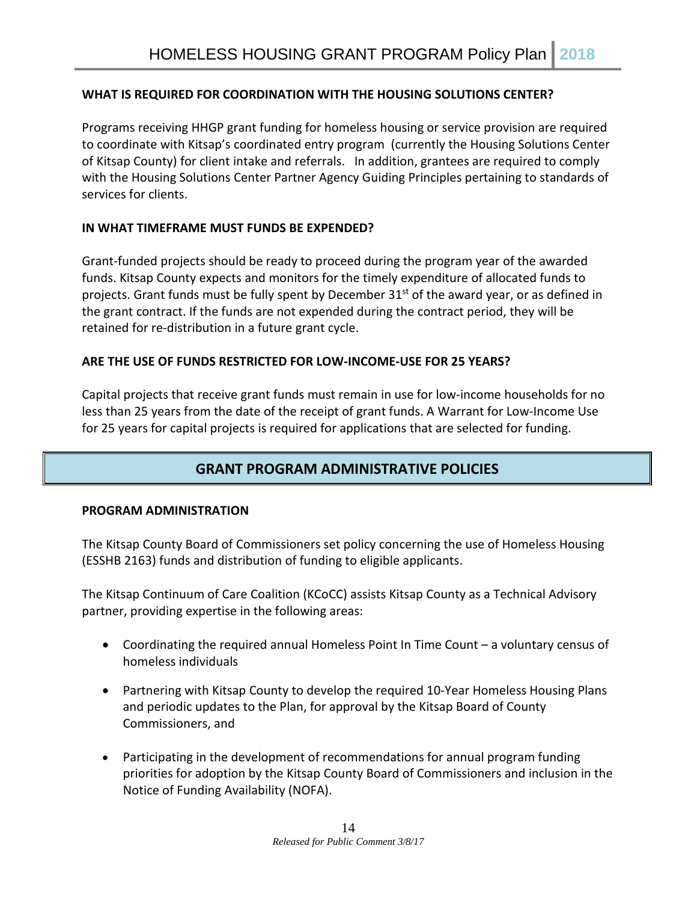### WHAT IS REQUIRED FOR COORDINATION WITH THE HOUSING SOLUTIONS CENTER?

Programs receiving HHGP grant funding for homeless housing or service provision are required to coordinate with Kitsap's coordinated entry program (currently the Housing Solutions Center of Kitsap County) for client intake and referrals. In addition, grantees are required to comply with the Housing Solutions Center Partner Agency Guiding Principles pertaining to standards of services for clients.

### IN WHAT TIMEFRAME MUST FUNDS BE EXPENDED?

Grant-funded projects should be ready to proceed during the program year of the awarded funds. Kitsap County expects and monitors for the timely expenditure of allocated funds to projects. Grant funds must be fully spent by December 31st of the award year, or as defined in the grant contract. If the funds are not expended during the contract period, they will be retained for re-distribution in a future grant cycle.

### ARE THE USE OF FUNDS RESTRICTED FOR LOW-INCOME-USE FOR 25 YEARS?

Capital projects that receive grant funds must remain in use for low-income households for no less than 25 years from the date of the receipt of grant funds. A Warrant for Low-Income Use for 25 years for capital projects is required for applications that are selected for funding.

## GRANT PROGRAM ADMINISTRATIVE POLICIES

### PROGRAM ADMINISTRATION

The Kitsap County Board of Commissioners set policy concerning the use of Homeless Housing (ESSHB 2163) funds and distribution of funding to eligible applicants.

The Kitsap Continuum of Care Coalition (KCoCC) assists Kitsap County as a Technical Advisory partner, providing expertise in the following areas:

- Coordinating the required annual Homeless Point In Time Count – a voluntary census of homeless individuals
- Partnering with Kitsap County to develop the required 10-Year Homeless Housing Plans and periodic updates to the Plan, for approval by the Kitsap Board of County Commissioners, and
- Participating in the development of recommendations for annual program funding priorities for adoption by the Kitsap County Board of Commissioners and inclusion in the Notice of Funding Availability (NOFA).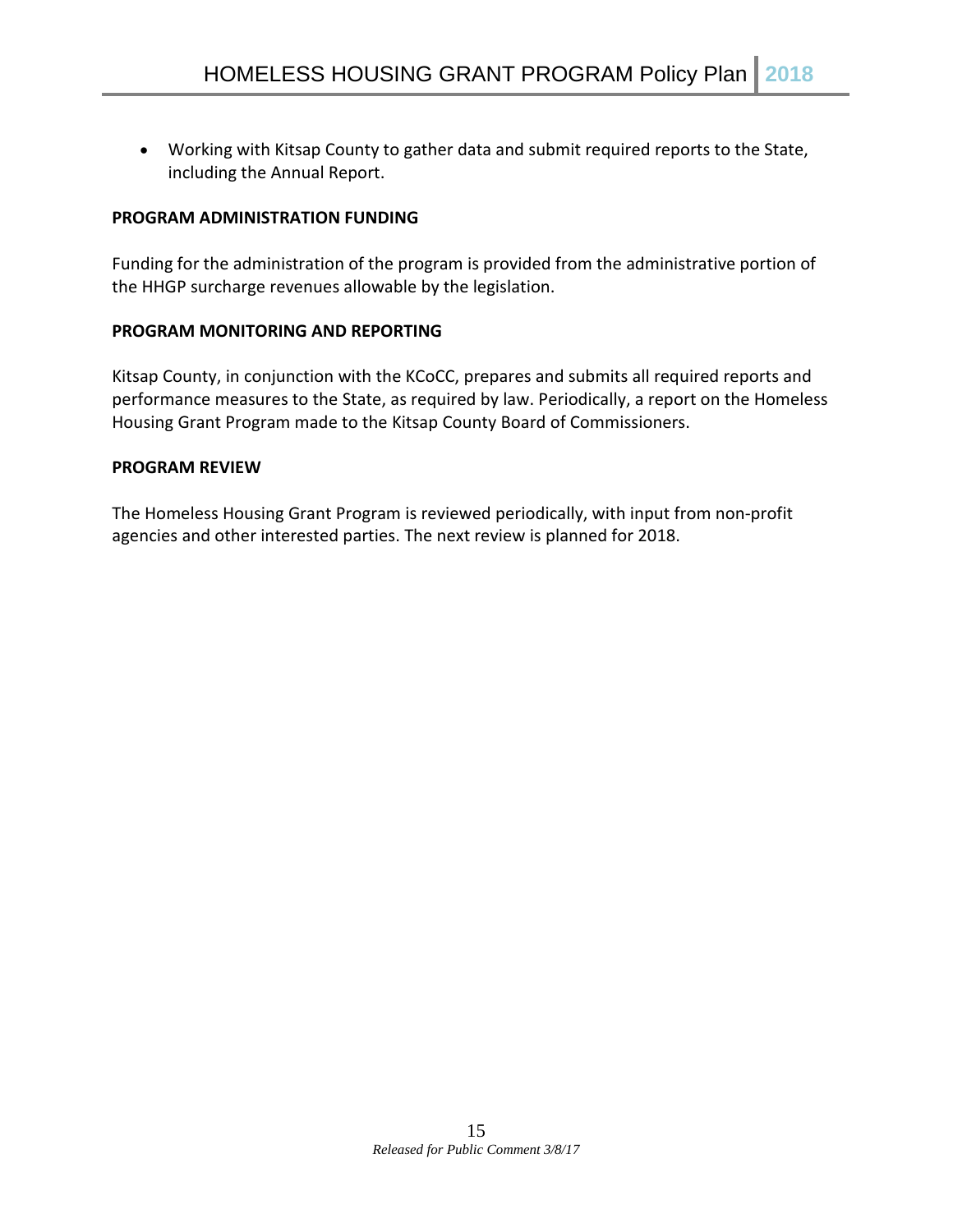- Working with Kitsap County to gather data and submit required reports to the State, including the Annual Report.

**PROGRAM ADMINISTRATION FUNDING**

Funding for the administration of the program is provided from the administrative portion of the HHGP surcharge revenues allowable by the legislation.

**PROGRAM MONITORING AND REPORTING**

Kitsap County, in conjunction with the KCoCC, prepares and submits all required reports and performance measures to the State, as required by law. Periodically, a report on the Homeless Housing Grant Program made to the Kitsap County Board of Commissioners.

**PROGRAM REVIEW**

The Homeless Housing Grant Program is reviewed periodically, with input from non-profit agencies and other interested parties. The next review is planned for 2018.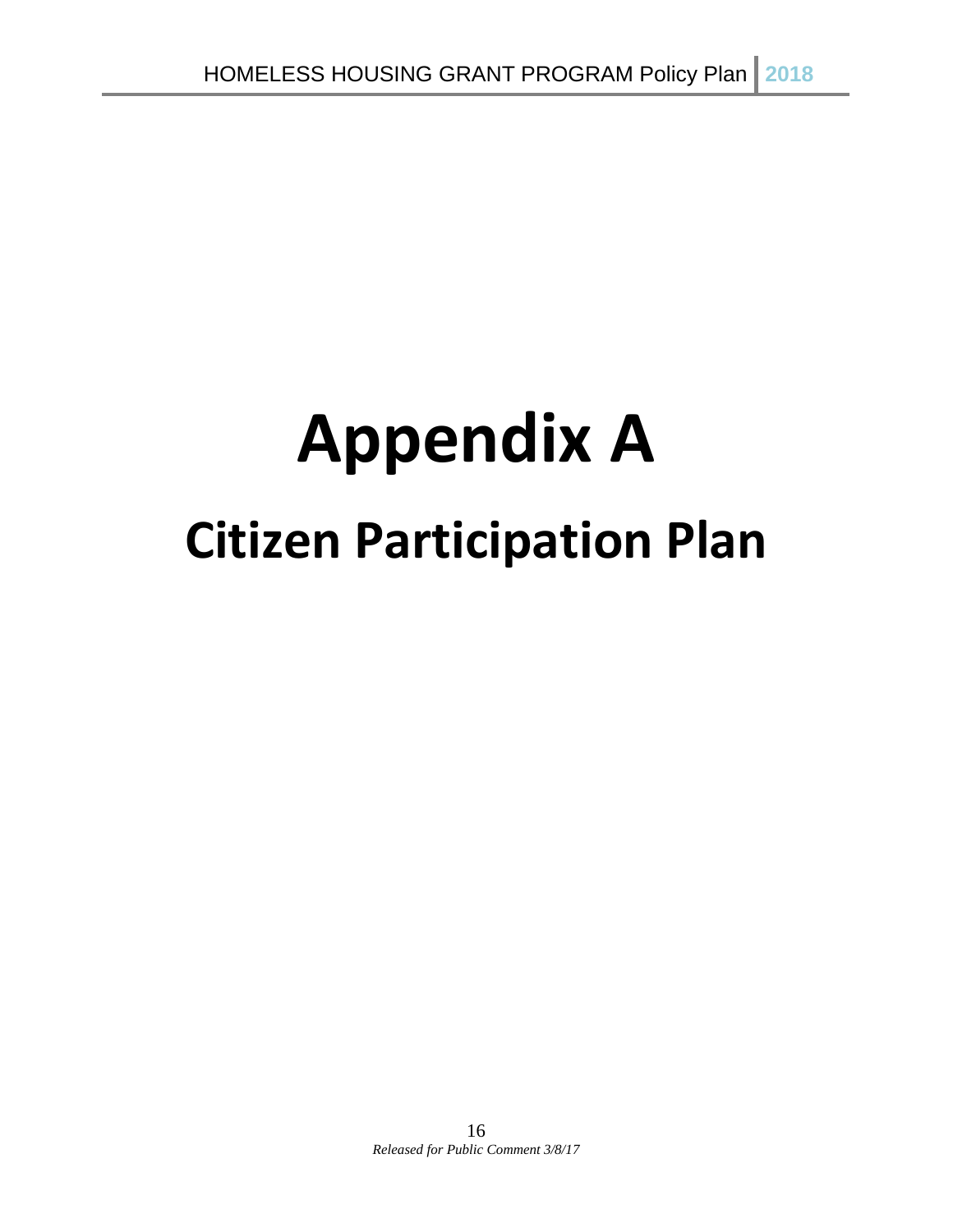# Appendix A

## Citizen Participation Plan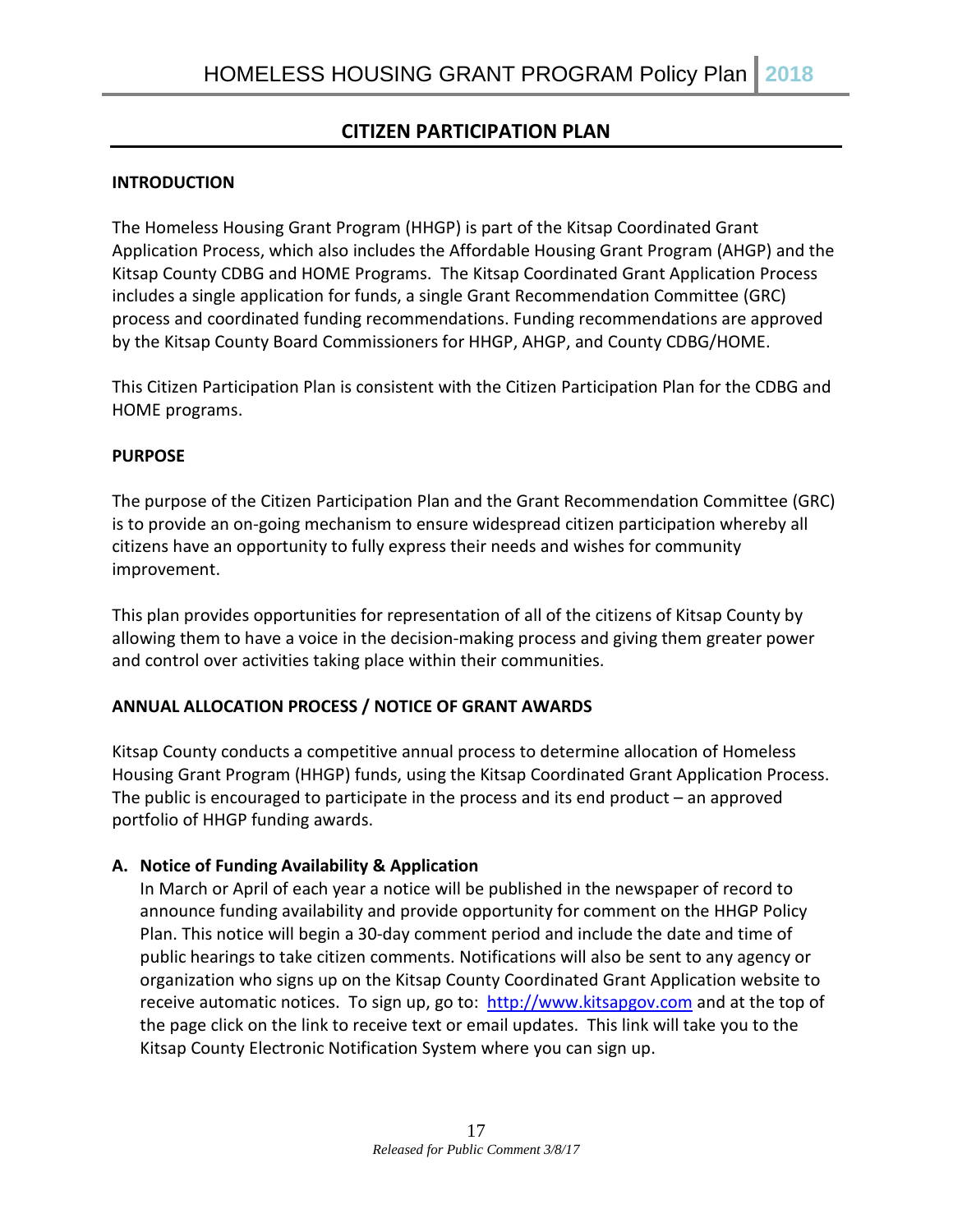## CITIZEN PARTICIPATION PLAN

### INTRODUCTION

The Homeless Housing Grant Program (HHGP) is part of the Kitsap Coordinated Grant Application Process, which also includes the Affordable Housing Grant Program (AHGP) and the Kitsap County CDBG and HOME Programs. The Kitsap Coordinated Grant Application Process includes a single application for funds, a single Grant Recommendation Committee (GRC) process and coordinated funding recommendations. Funding recommendations are approved by the Kitsap County Board Commissioners for HHGP, AHGP, and County CDBG/HOME.

This Citizen Participation Plan is consistent with the Citizen Participation Plan for the CDBG and HOME programs.

### PURPOSE

The purpose of the Citizen Participation Plan and the Grant Recommendation Committee (GRC) is to provide an on-going mechanism to ensure widespread citizen participation whereby all citizens have an opportunity to fully express their needs and wishes for community improvement.

This plan provides opportunities for representation of all of the citizens of Kitsap County by allowing them to have a voice in the decision-making process and giving them greater power and control over activities taking place within their communities.

### ANNUAL ALLOCATION PROCESS / NOTICE OF GRANT AWARDS

Kitsap County conducts a competitive annual process to determine allocation of Homeless Housing Grant Program (HHGP) funds, using the Kitsap Coordinated Grant Application Process. The public is encouraged to participate in the process and its end product – an approved portfolio of HHGP funding awards.

**A. Notice of Funding Availability & Application**

In March or April of each year a notice will be published in the newspaper of record to announce funding availability and provide opportunity for comment on the HHGP Policy Plan. This notice will begin a 30-day comment period and include the date and time of public hearings to take citizen comments. Notifications will also be sent to any agency or organization who signs up on the Kitsap County Coordinated Grant Application website to receive automatic notices. To sign up, go to: [http://www.kitsapgov.com](http://www.kitsapgov.com) and at the top of the page click on the link to receive text or email updates. This link will take you to the Kitsap County Electronic Notification System where you can sign up.

*Released for Public Comment 3/8/17*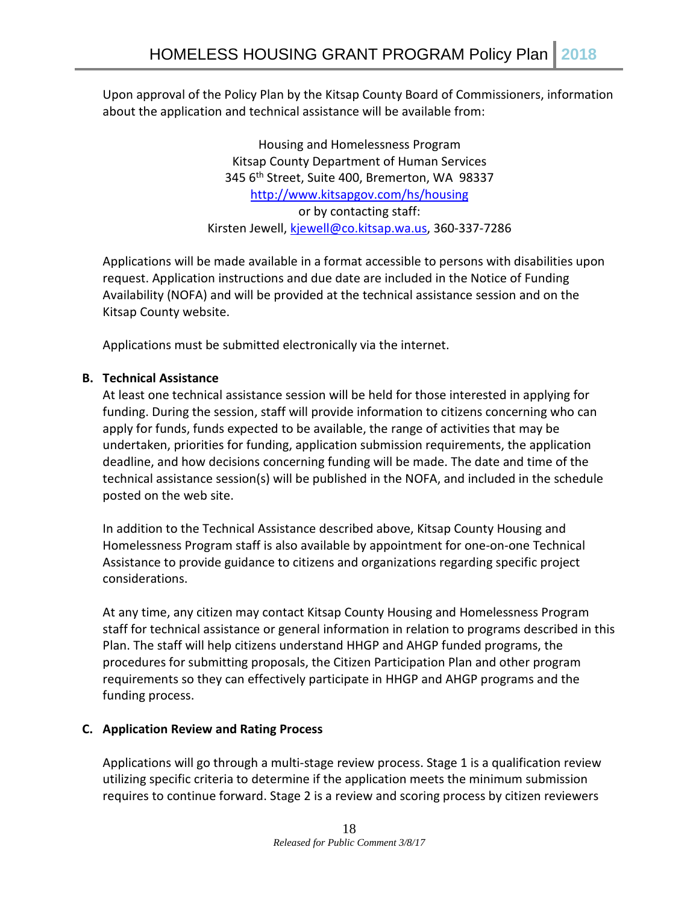Upon approval of the Policy Plan by the Kitsap County Board of Commissioners, information about the application and technical assistance will be available from:

Housing and Homelessness Program  
Kitsap County Department of Human Services  
345 6th Street, Suite 400, Bremerton, WA 98337  
http://www.kitsapgov.com/hs/housing  
or by contacting staff:  
Kirsten Jewell, kjewell@co.kitsap.wa.us, 360-337-7286

Applications will be made available in a format accessible to persons with disabilities upon request. Application instructions and due date are included in the Notice of Funding Availability (NOFA) and will be provided at the technical assistance session and on the Kitsap County website.

Applications must be submitted electronically via the internet.

**B. Technical Assistance**

At least one technical assistance session will be held for those interested in applying for funding. During the session, staff will provide information to citizens concerning who can apply for funds, funds expected to be available, the range of activities that may be undertaken, priorities for funding, application submission requirements, the application deadline, and how decisions concerning funding will be made. The date and time of the technical assistance session(s) will be published in the NOFA, and included in the schedule posted on the web site.

In addition to the Technical Assistance described above, Kitsap County Housing and Homelessness Program staff is also available by appointment for one-on-one Technical Assistance to provide guidance to citizens and organizations regarding specific project considerations.

At any time, any citizen may contact Kitsap County Housing and Homelessness Program staff for technical assistance or general information in relation to programs described in this Plan. The staff will help citizens understand HHGP and AHGP funded programs, the procedures for submitting proposals, the Citizen Participation Plan and other program requirements so they can effectively participate in HHGP and AHGP programs and the funding process.

**C. Application Review and Rating Process**

Applications will go through a multi-stage review process. Stage 1 is a qualification review utilizing specific criteria to determine if the application meets the minimum submission requires to continue forward. Stage 2 is a review and scoring process by citizen reviewers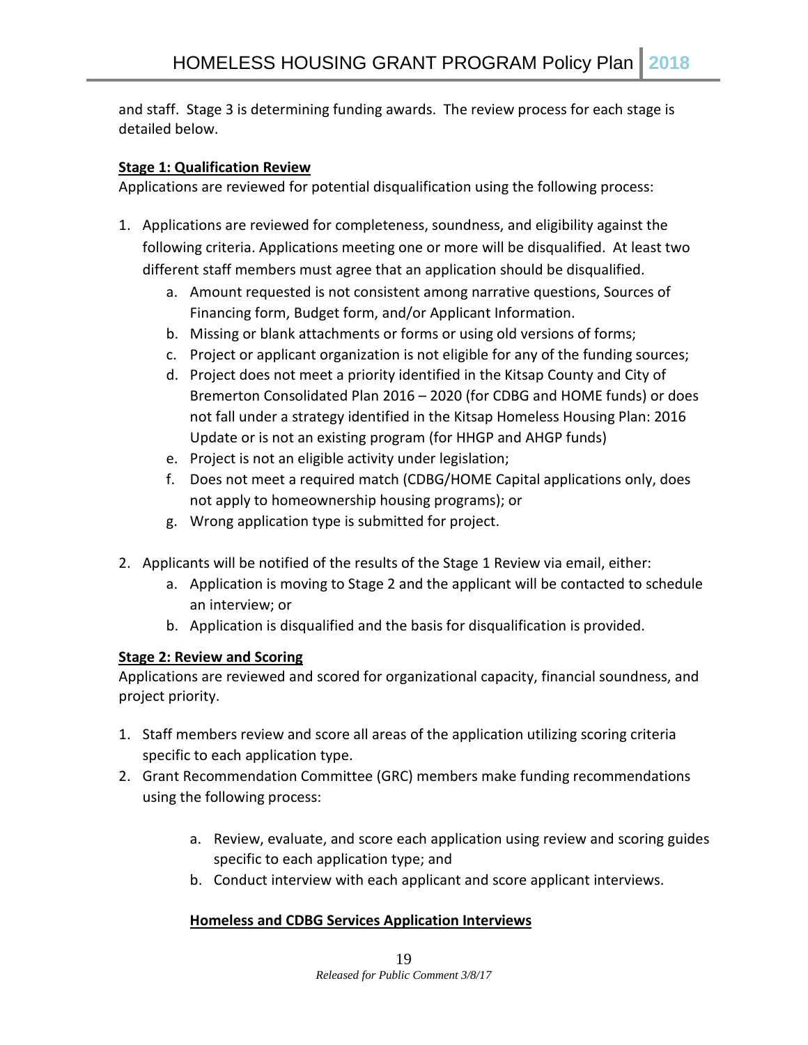and staff. Stage 3 is determining funding awards. The review process for each stage is detailed below.

**Stage 1: Qualification Review**

Applications are reviewed for potential disqualification using the following process:

1. Applications are reviewed for completeness, soundness, and eligibility against the following criteria. Applications meeting one or more will be disqualified. At least two different staff members must agree that an application should be disqualified.
   a. Amount requested is not consistent among narrative questions, Sources of Financing form, Budget form, and/or Applicant Information.
   b. Missing or blank attachments or forms or using old versions of forms;
   c. Project or applicant organization is not eligible for any of the funding sources;
   d. Project does not meet a priority identified in the Kitsap County and City of Bremerton Consolidated Plan 2016 – 2020 (for CDBG and HOME funds) or does not fall under a strategy identified in the Kitsap Homeless Housing Plan: 2016 Update or is not an existing program (for HHGP and AHGP funds)
   e. Project is not an eligible activity under legislation;
   f. Does not meet a required match (CDBG/HOME Capital applications only, does not apply to homeownership housing programs); or
   g. Wrong application type is submitted for project.

2. Applicants will be notified of the results of the Stage 1 Review via email, either:
   a. Application is moving to Stage 2 and the applicant will be contacted to schedule an interview; or
   b. Application is disqualified and the basis for disqualification is provided.

**Stage 2: Review and Scoring**

Applications are reviewed and scored for organizational capacity, financial soundness, and project priority.

1. Staff members review and score all areas of the application utilizing scoring criteria specific to each application type.
2. Grant Recommendation Committee (GRC) members make funding recommendations using the following process:
   a. Review, evaluate, and score each application using review and scoring guides specific to each application type; and
   b. Conduct interview with each applicant and score applicant interviews.

**Homeless and CDBG Services Application Interviews**

*Released for Public Comment 3/8/17*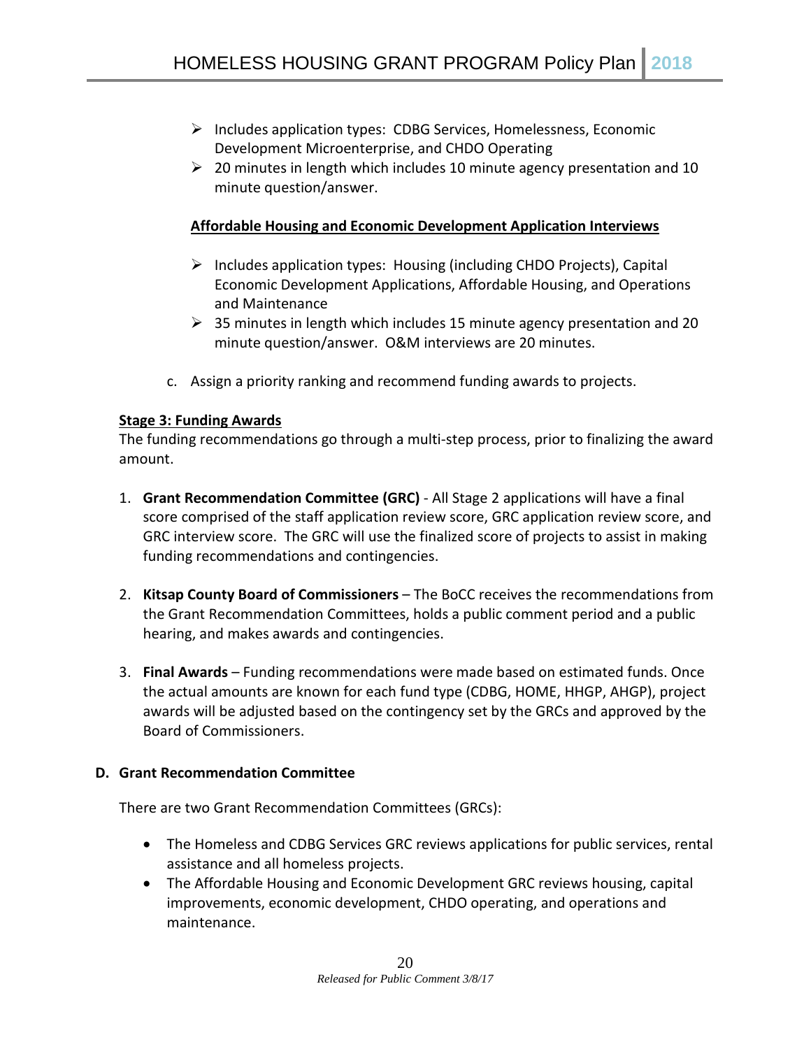- Includes application types: CDBG Services, Homelessness, Economic Development Microenterprise, and CHDO Operating
- 20 minutes in length which includes 10 minute agency presentation and 10 minute question/answer.

**Affordable Housing and Economic Development Application Interviews**

- Includes application types: Housing (including CHDO Projects), Capital Economic Development Applications, Affordable Housing, and Operations and Maintenance
- 35 minutes in length which includes 15 minute agency presentation and 20 minute question/answer. O&M interviews are 20 minutes.

c. Assign a priority ranking and recommend funding awards to projects.

**Stage 3: Funding Awards**

The funding recommendations go through a multi-step process, prior to finalizing the award amount.

1. **Grant Recommendation Committee (GRC)** - All Stage 2 applications will have a final score comprised of the staff application review score, GRC application review score, and GRC interview score. The GRC will use the finalized score of projects to assist in making funding recommendations and contingencies.

2. **Kitsap County Board of Commissioners** – The BoCC receives the recommendations from the Grant Recommendation Committees, holds a public comment period and a public hearing, and makes awards and contingencies.

3. **Final Awards** – Funding recommendations were made based on estimated funds. Once the actual amounts are known for each fund type (CDBG, HOME, HHGP, AHGP), project awards will be adjusted based on the contingency set by the GRCs and approved by the Board of Commissioners.

**D. Grant Recommendation Committee**

There are two Grant Recommendation Committees (GRCs):

- The Homeless and CDBG Services GRC reviews applications for public services, rental assistance and all homeless projects.
- The Affordable Housing and Economic Development GRC reviews housing, capital improvements, economic development, CHDO operating, and operations and maintenance.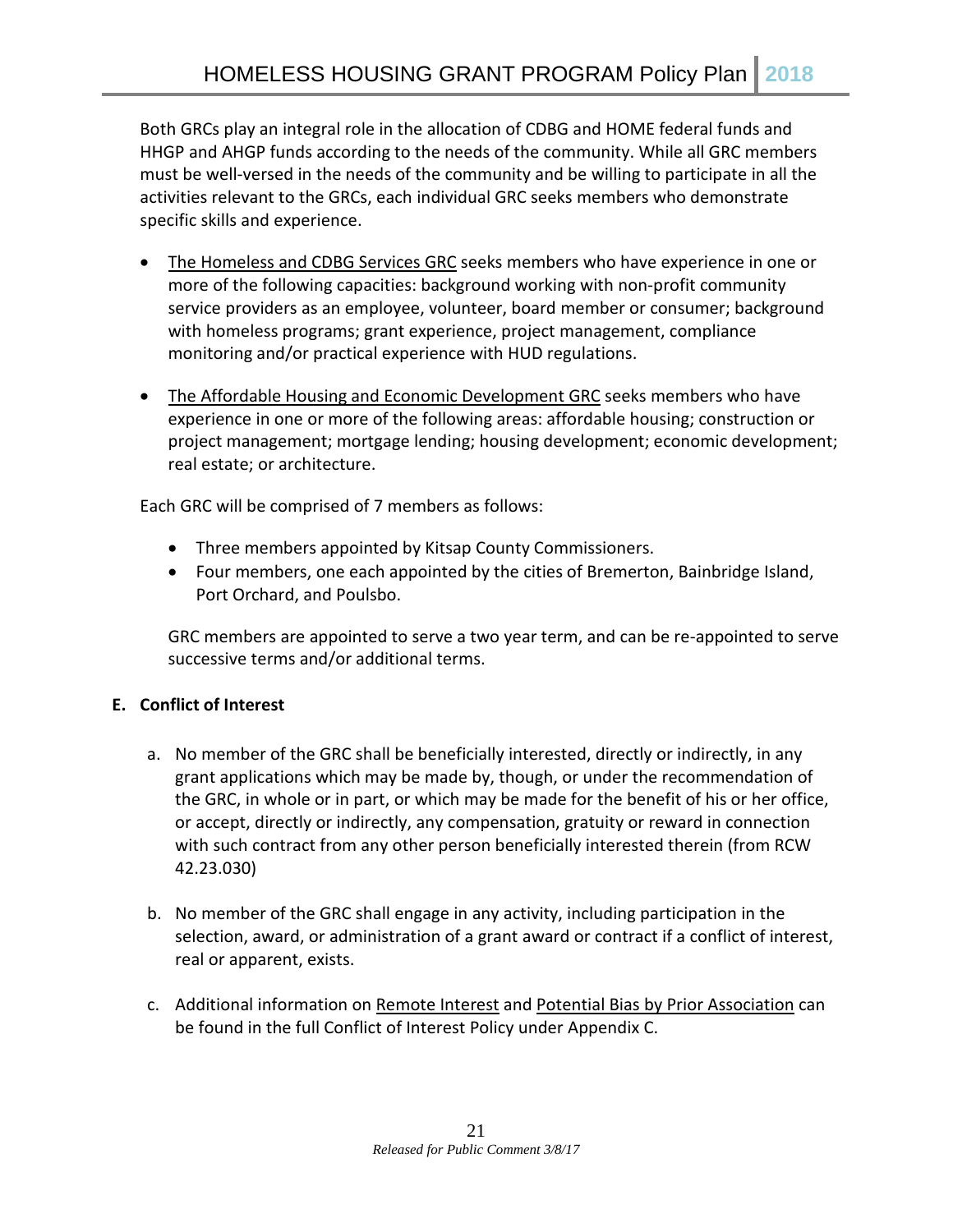Both GRCs play an integral role in the allocation of CDBG and HOME federal funds and HHGP and AHGP funds according to the needs of the community. While all GRC members must be well-versed in the needs of the community and be willing to participate in all the activities relevant to the GRCs, each individual GRC seeks members who demonstrate specific skills and experience.

- The Homeless and CDBG Services GRC seeks members who have experience in one or more of the following capacities: background working with non-profit community service providers as an employee, volunteer, board member or consumer; background with homeless programs; grant experience, project management, compliance monitoring and/or practical experience with HUD regulations.

- The Affordable Housing and Economic Development GRC seeks members who have experience in one or more of the following areas: affordable housing; construction or project management; mortgage lending; housing development; economic development; real estate; or architecture.

Each GRC will be comprised of 7 members as follows:

- Three members appointed by Kitsap County Commissioners.
- Four members, one each appointed by the cities of Bremerton, Bainbridge Island, Port Orchard, and Poulsbo.

GRC members are appointed to serve a two year term, and can be re-appointed to serve successive terms and/or additional terms.

**E. Conflict of Interest**

a. No member of the GRC shall be beneficially interested, directly or indirectly, in any grant applications which may be made by, though, or under the recommendation of the GRC, in whole or in part, or which may be made for the benefit of his or her office, or accept, directly or indirectly, any compensation, gratuity or reward in connection with such contract from any other person beneficially interested therein (from RCW 42.23.030)

b. No member of the GRC shall engage in any activity, including participation in the selection, award, or administration of a grant award or contract if a conflict of interest, real or apparent, exists.

c. Additional information on Remote Interest and Potential Bias by Prior Association can be found in the full Conflict of Interest Policy under Appendix C.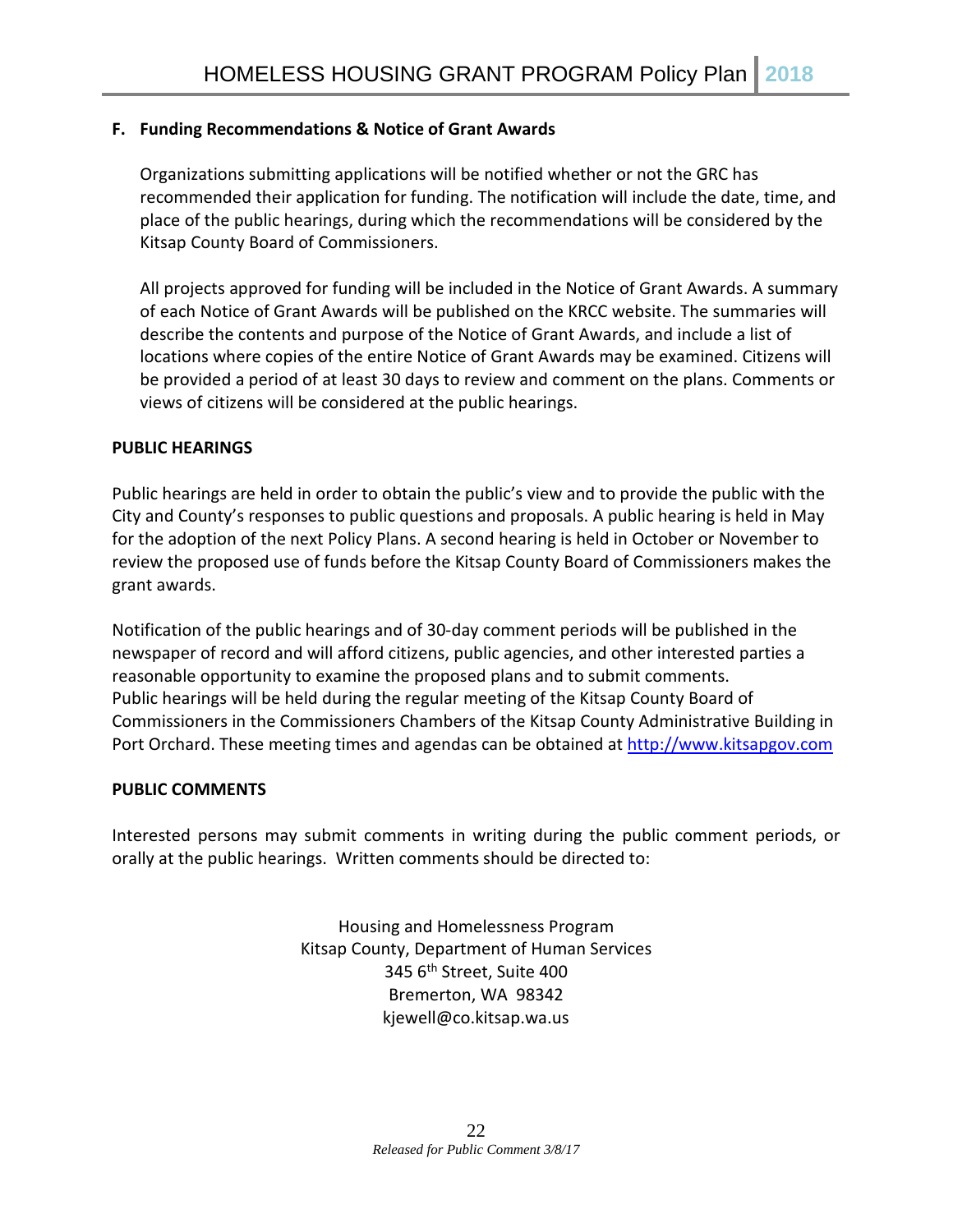### F. Funding Recommendations & Notice of Grant Awards

Organizations submitting applications will be notified whether or not the GRC has recommended their application for funding. The notification will include the date, time, and place of the public hearings, during which the recommendations will be considered by the Kitsap County Board of Commissioners.

All projects approved for funding will be included in the Notice of Grant Awards. A summary of each Notice of Grant Awards will be published on the KRCC website. The summaries will describe the contents and purpose of the Notice of Grant Awards, and include a list of locations where copies of the entire Notice of Grant Awards may be examined. Citizens will be provided a period of at least 30 days to review and comment on the plans. Comments or views of citizens will be considered at the public hearings.

**PUBLIC HEARINGS**

Public hearings are held in order to obtain the public's view and to provide the public with the City and County's responses to public questions and proposals. A public hearing is held in May for the adoption of the next Policy Plans. A second hearing is held in October or November to review the proposed use of funds before the Kitsap County Board of Commissioners makes the grant awards.

Notification of the public hearings and of 30-day comment periods will be published in the newspaper of record and will afford citizens, public agencies, and other interested parties a reasonable opportunity to examine the proposed plans and to submit comments. Public hearings will be held during the regular meeting of the Kitsap County Board of Commissioners in the Commissioners Chambers of the Kitsap County Administrative Building in Port Orchard. These meeting times and agendas can be obtained at [http://www.kitsapgov.com](http://www.kitsapgov.com)

**PUBLIC COMMENTS**

Interested persons may submit comments in writing during the public comment periods, or orally at the public hearings. Written comments should be directed to:

Housing and Homelessness Program
Kitsap County, Department of Human Services
345 6th Street, Suite 400
Bremerton, WA 98342
kjewell@co.kitsap.wa.us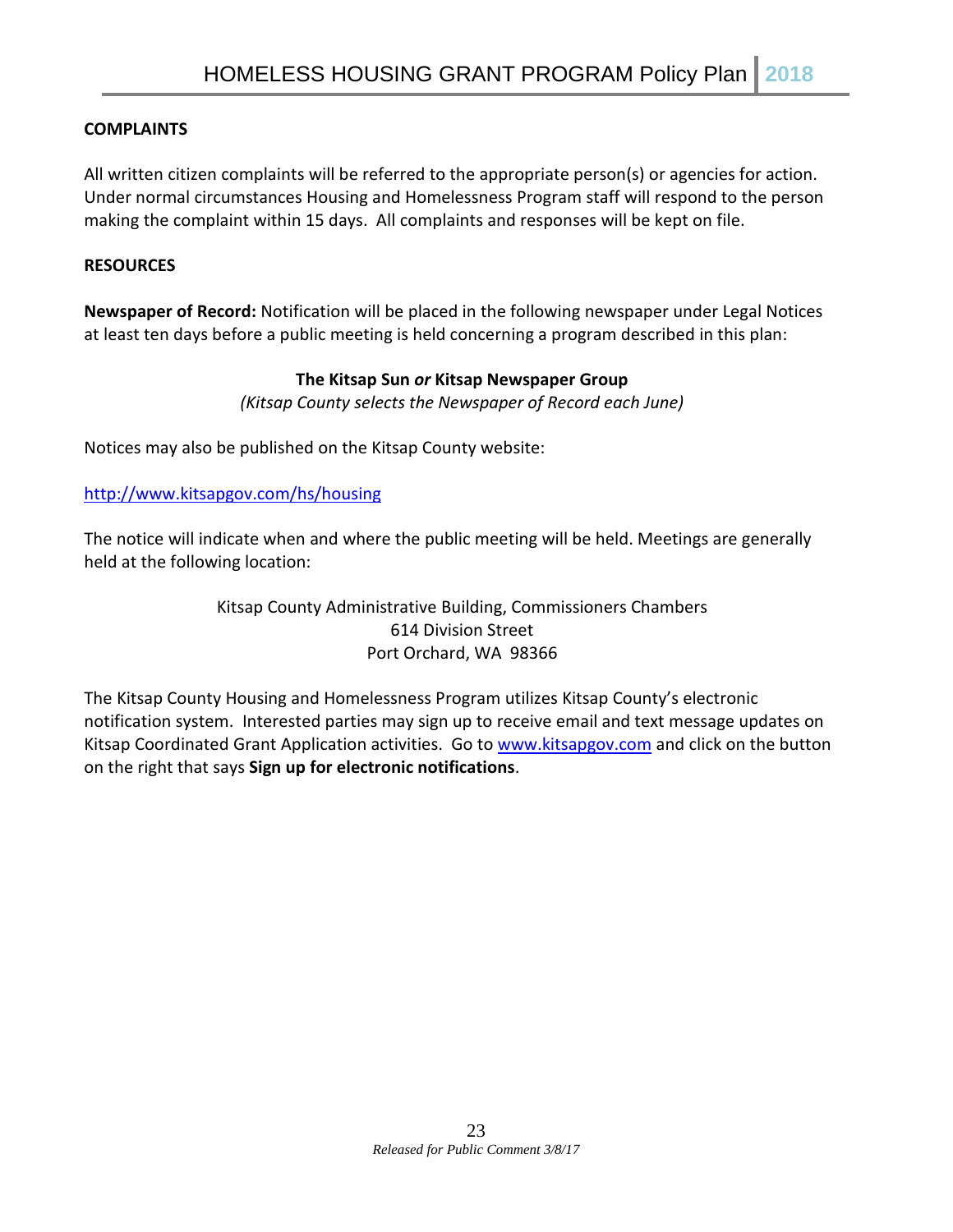## COMPLAINTS

All written citizen complaints will be referred to the appropriate person(s) or agencies for action. Under normal circumstances Housing and Homelessness Program staff will respond to the person making the complaint within 15 days. All complaints and responses will be kept on file.

## RESOURCES

**Newspaper of Record:** Notification will be placed in the following newspaper under Legal Notices at least ten days before a public meeting is held concerning a program described in this plan:

**The Kitsap Sun *or* Kitsap Newspaper Group**
*(Kitsap County selects the Newspaper of Record each June)*

Notices may also be published on the Kitsap County website:

http://www.kitsapgov.com/hs/housing

The notice will indicate when and where the public meeting will be held. Meetings are generally held at the following location:

Kitsap County Administrative Building, Commissioners Chambers
614 Division Street
Port Orchard, WA 98366

The Kitsap County Housing and Homelessness Program utilizes Kitsap County's electronic notification system. Interested parties may sign up to receive email and text message updates on Kitsap Coordinated Grant Application activities. Go to www.kitsapgov.com and click on the button on the right that says **Sign up for electronic notifications**.

*Released for Public Comment 3/8/17*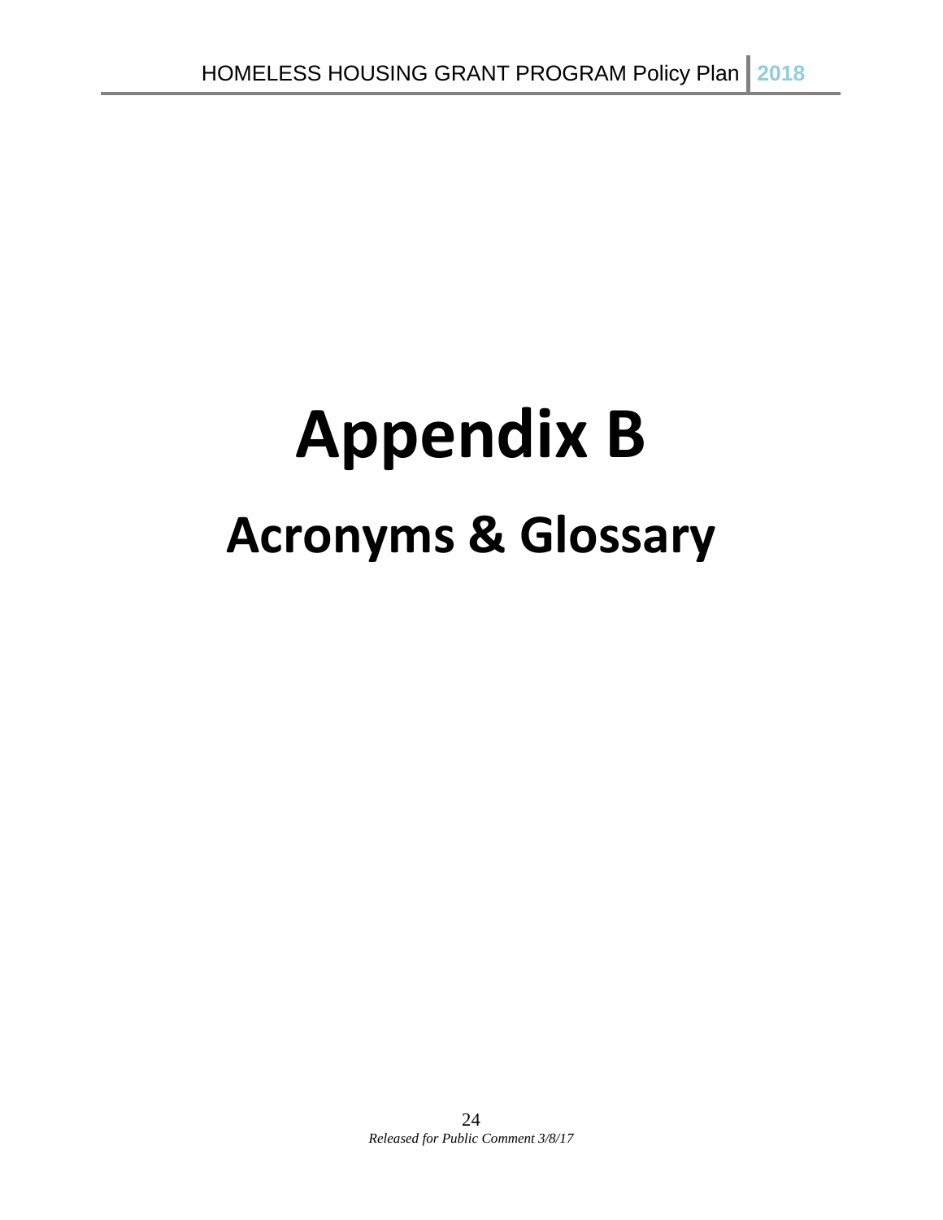# Appendix B

## Acronyms & Glossary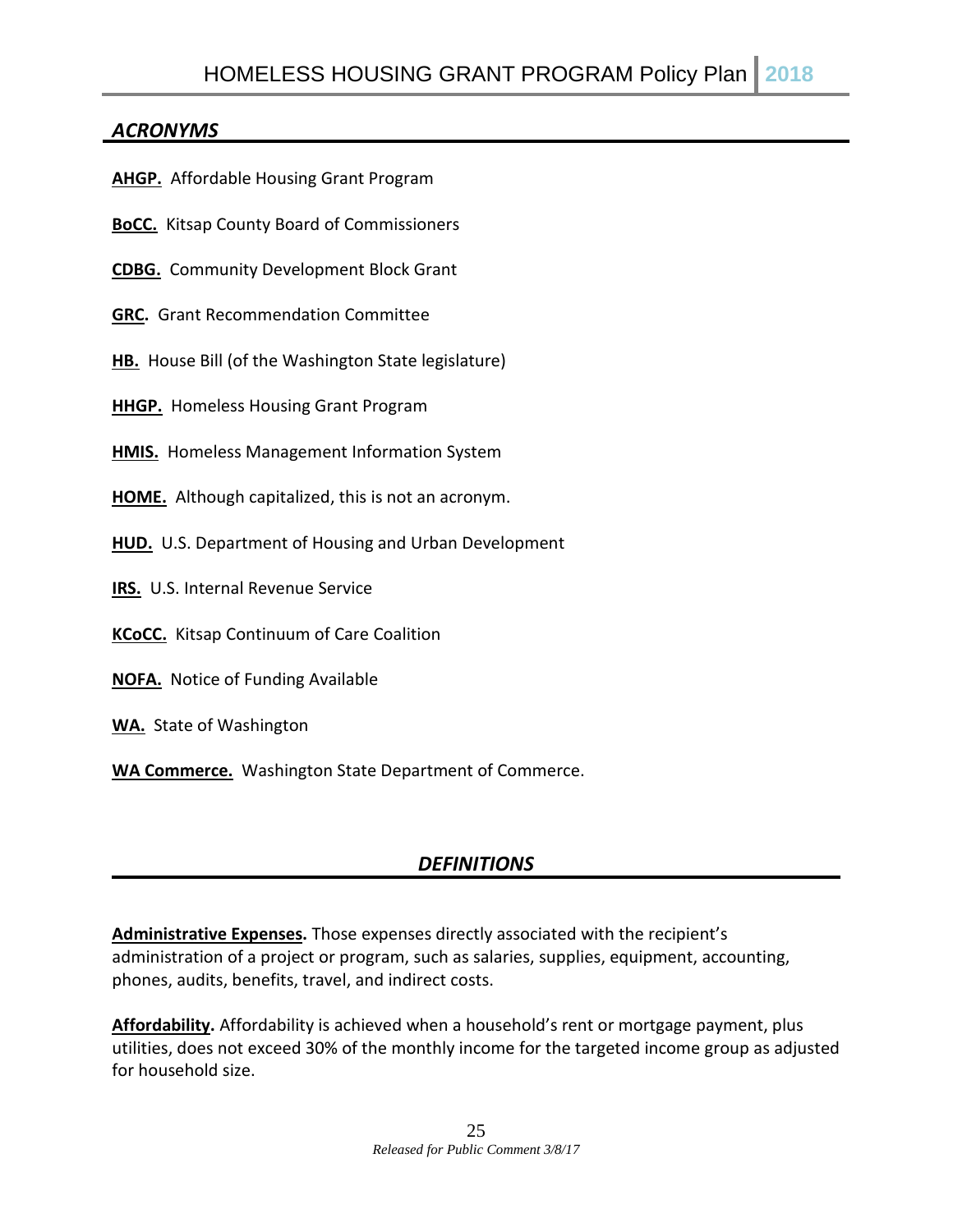## *ACRONYMS*

**AHGP.** Affordable Housing Grant Program

**BoCC.** Kitsap County Board of Commissioners

**CDBG.** Community Development Block Grant

**GRC.** Grant Recommendation Committee

**HB.** House Bill (of the Washington State legislature)

**HHGP.** Homeless Housing Grant Program

**HMIS.** Homeless Management Information System

**HOME.** Although capitalized, this is not an acronym.

**HUD.** U.S. Department of Housing and Urban Development

**IRS.** U.S. Internal Revenue Service

**KCoCC.** Kitsap Continuum of Care Coalition

**NOFA.** Notice of Funding Available

**WA.** State of Washington

**WA Commerce.** Washington State Department of Commerce.

## *DEFINITIONS*

**Administrative Expenses.** Those expenses directly associated with the recipient's administration of a project or program, such as salaries, supplies, equipment, accounting, phones, audits, benefits, travel, and indirect costs.

**Affordability.** Affordability is achieved when a household's rent or mortgage payment, plus utilities, does not exceed 30% of the monthly income for the targeted income group as adjusted for household size.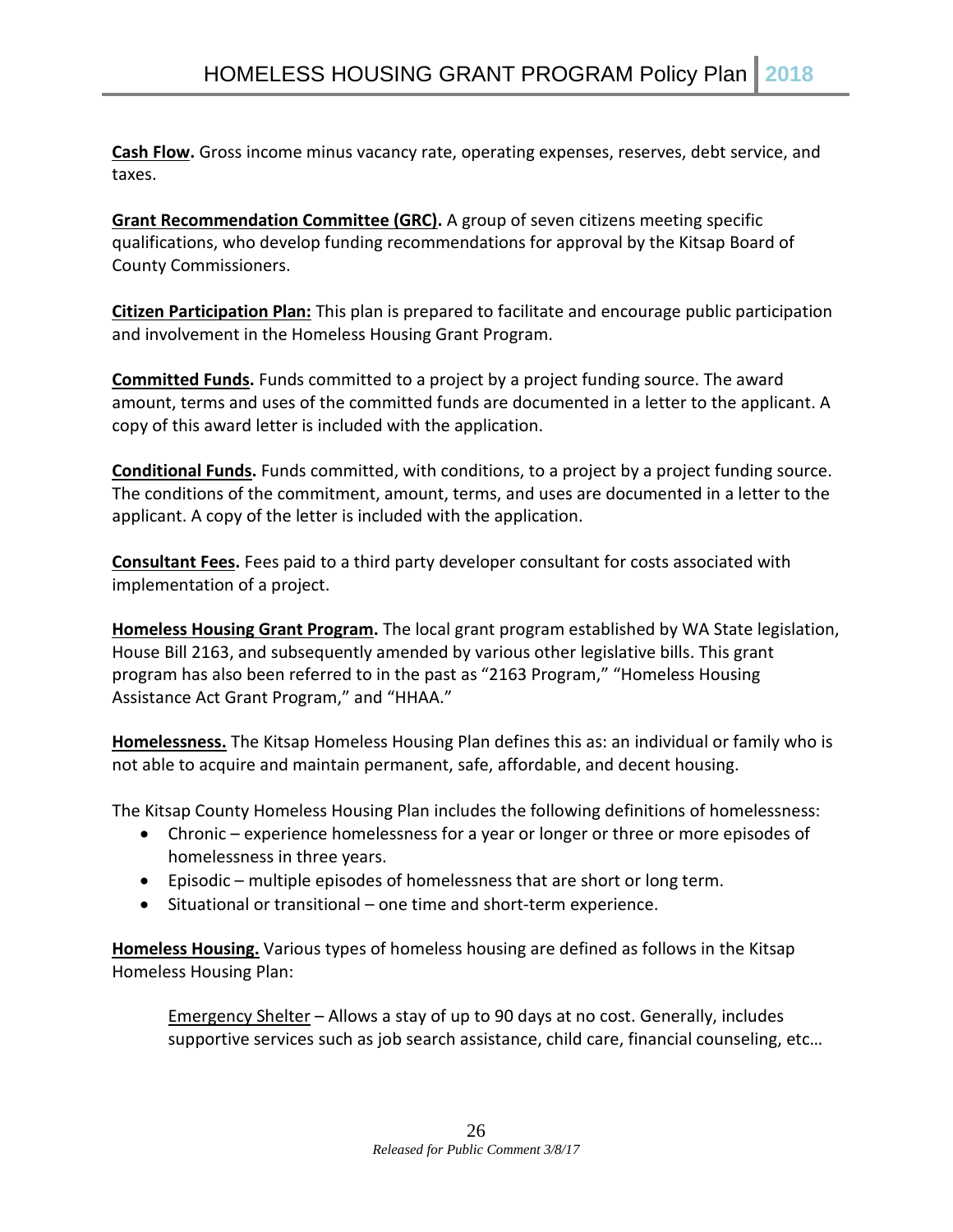**Cash Flow.** Gross income minus vacancy rate, operating expenses, reserves, debt service, and taxes.

**Grant Recommendation Committee (GRC).** A group of seven citizens meeting specific qualifications, who develop funding recommendations for approval by the Kitsap Board of County Commissioners.

**Citizen Participation Plan:** This plan is prepared to facilitate and encourage public participation and involvement in the Homeless Housing Grant Program.

**Committed Funds.** Funds committed to a project by a project funding source. The award amount, terms and uses of the committed funds are documented in a letter to the applicant. A copy of this award letter is included with the application.

**Conditional Funds.** Funds committed, with conditions, to a project by a project funding source. The conditions of the commitment, amount, terms, and uses are documented in a letter to the applicant. A copy of the letter is included with the application.

**Consultant Fees.** Fees paid to a third party developer consultant for costs associated with implementation of a project.

**Homeless Housing Grant Program.** The local grant program established by WA State legislation, House Bill 2163, and subsequently amended by various other legislative bills. This grant program has also been referred to in the past as "2163 Program," "Homeless Housing Assistance Act Grant Program," and "HHAA."

**Homelessness.** The Kitsap Homeless Housing Plan defines this as: an individual or family who is not able to acquire and maintain permanent, safe, affordable, and decent housing.

The Kitsap County Homeless Housing Plan includes the following definitions of homelessness:

- Chronic – experience homelessness for a year or longer or three or more episodes of homelessness in three years.
- Episodic – multiple episodes of homelessness that are short or long term.
- Situational or transitional – one time and short-term experience.

**Homeless Housing.** Various types of homeless housing are defined as follows in the Kitsap Homeless Housing Plan:

Emergency Shelter – Allows a stay of up to 90 days at no cost. Generally, includes supportive services such as job search assistance, child care, financial counseling, etc…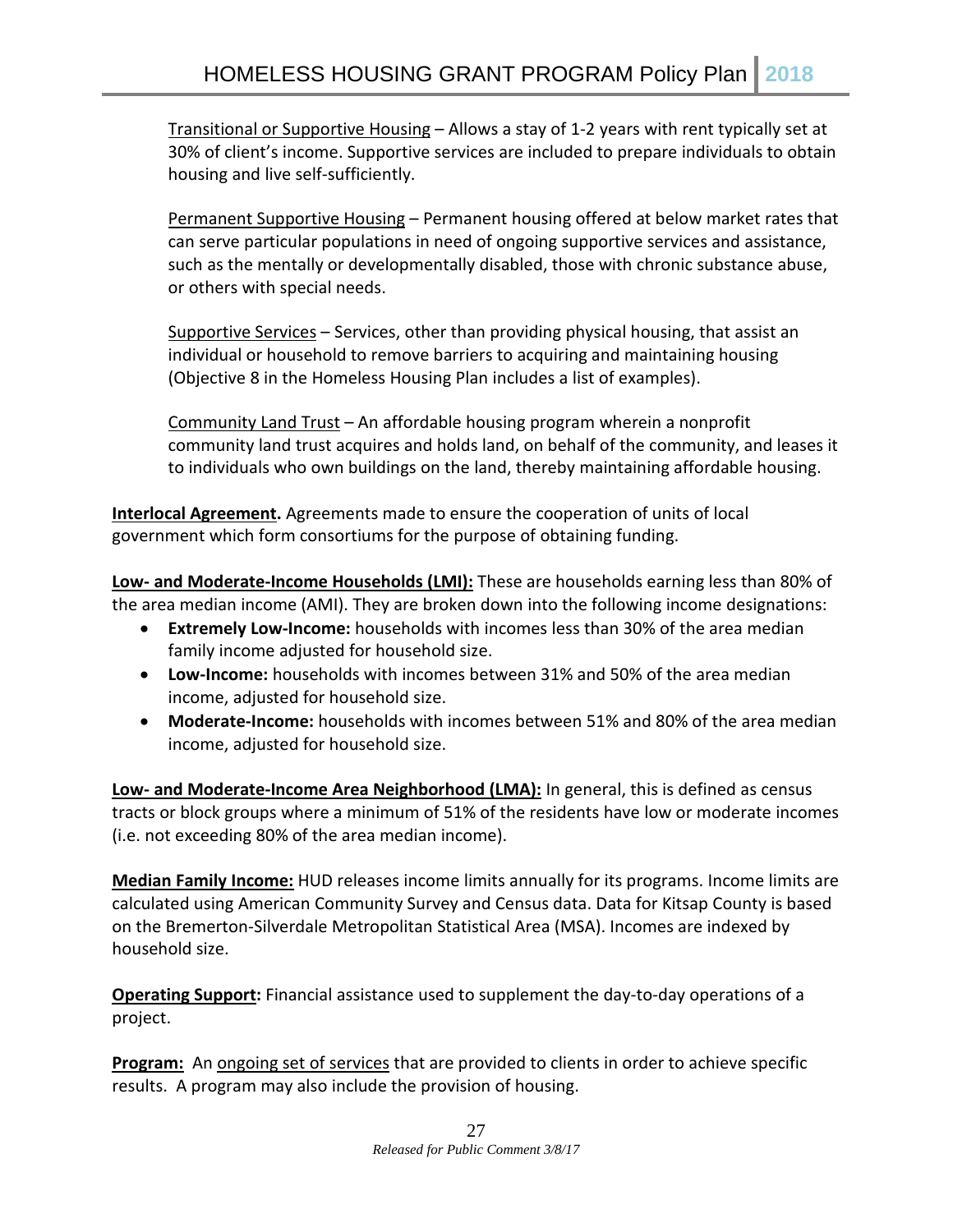<u>Transitional or Supportive Housing</u> – Allows a stay of 1-2 years with rent typically set at 30% of client's income. Supportive services are included to prepare individuals to obtain housing and live self-sufficiently.

<u>Permanent Supportive Housing</u> – Permanent housing offered at below market rates that can serve particular populations in need of ongoing supportive services and assistance, such as the mentally or developmentally disabled, those with chronic substance abuse, or others with special needs.

<u>Supportive Services</u> – Services, other than providing physical housing, that assist an individual or household to remove barriers to acquiring and maintaining housing (Objective 8 in the Homeless Housing Plan includes a list of examples).

<u>Community Land Trust</u> – An affordable housing program wherein a nonprofit community land trust acquires and holds land, on behalf of the community, and leases it to individuals who own buildings on the land, thereby maintaining affordable housing.

**<u>Interlocal Agreement</u>.** Agreements made to ensure the cooperation of units of local government which form consortiums for the purpose of obtaining funding.

**<u>Low- and Moderate-Income Households (LMI):</u>** These are households earning less than 80% of the area median income (AMI). They are broken down into the following income designations:

- **Extremely Low-Income:** households with incomes less than 30% of the area median family income adjusted for household size.
- **Low-Income:** households with incomes between 31% and 50% of the area median income, adjusted for household size.
- **Moderate-Income:** households with incomes between 51% and 80% of the area median income, adjusted for household size.

**<u>Low- and Moderate-Income Area Neighborhood (LMA):</u>** In general, this is defined as census tracts or block groups where a minimum of 51% of the residents have low or moderate incomes (i.e. not exceeding 80% of the area median income).

**<u>Median Family Income:</u>** HUD releases income limits annually for its programs. Income limits are calculated using American Community Survey and Census data. Data for Kitsap County is based on the Bremerton-Silverdale Metropolitan Statistical Area (MSA). Incomes are indexed by household size.

**<u>Operating Support</u>:** Financial assistance used to supplement the day-to-day operations of a project.

**<u>Program:</u>** An <u>ongoing set of services</u> that are provided to clients in order to achieve specific results. A program may also include the provision of housing.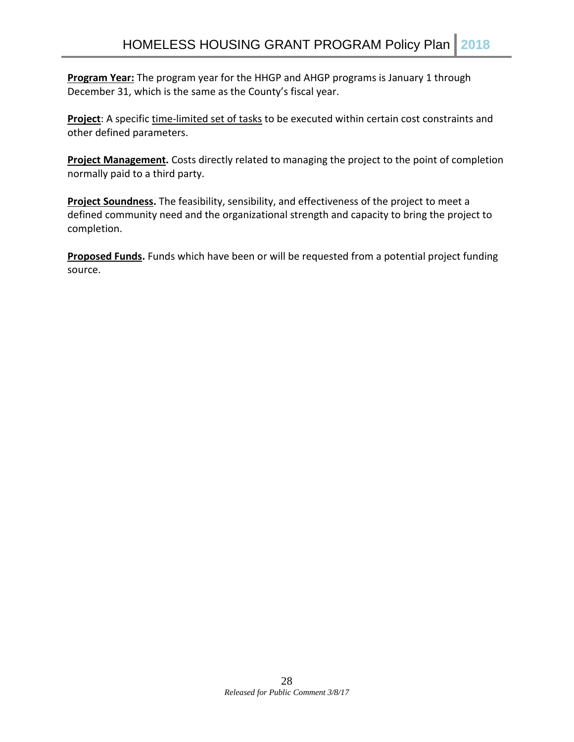**Program Year:** The program year for the HHGP and AHGP programs is January 1 through December 31, which is the same as the County's fiscal year.

**Project**: A specific time-limited set of tasks to be executed within certain cost constraints and other defined parameters.

**Project Management.** Costs directly related to managing the project to the point of completion normally paid to a third party.

**Project Soundness.** The feasibility, sensibility, and effectiveness of the project to meet a defined community need and the organizational strength and capacity to bring the project to completion.

**Proposed Funds.** Funds which have been or will be requested from a potential project funding source.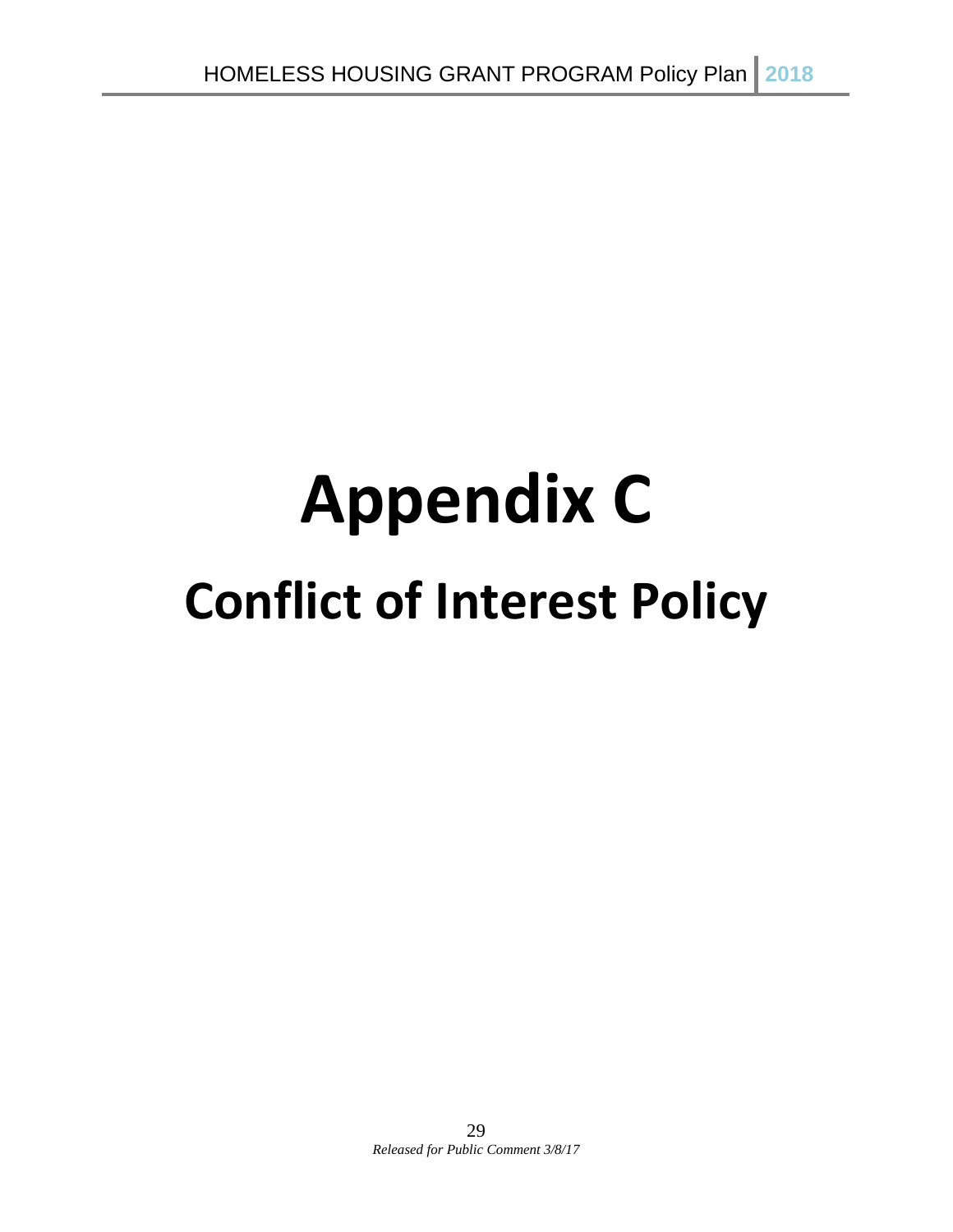# Appendix C

# Conflict of Interest Policy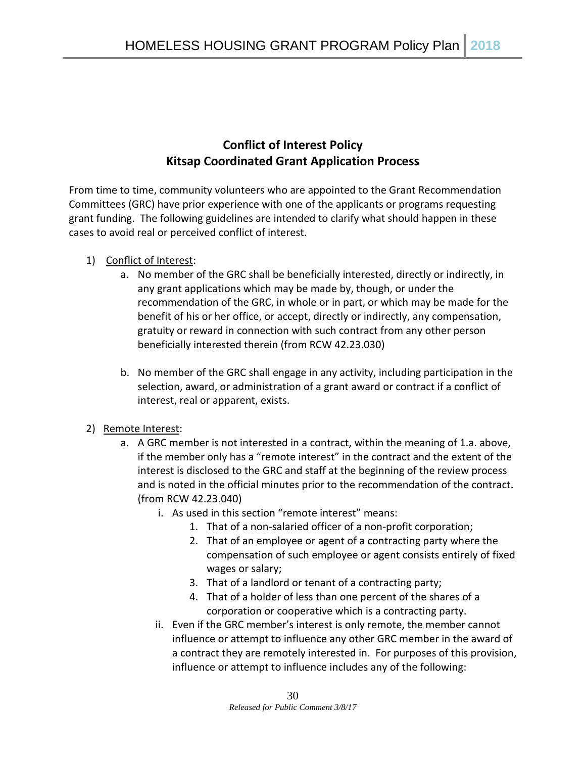## Conflict of Interest Policy
## Kitsap Coordinated Grant Application Process

From time to time, community volunteers who are appointed to the Grant Recommendation Committees (GRC) have prior experience with one of the applicants or programs requesting grant funding. The following guidelines are intended to clarify what should happen in these cases to avoid real or perceived conflict of interest.

1) <u>Conflict of Interest</u>:
   a. No member of the GRC shall be beneficially interested, directly or indirectly, in any grant applications which may be made by, though, or under the recommendation of the GRC, in whole or in part, or which may be made for the benefit of his or her office, or accept, directly or indirectly, any compensation, gratuity or reward in connection with such contract from any other person beneficially interested therein (from RCW 42.23.030)

   b. No member of the GRC shall engage in any activity, including participation in the selection, award, or administration of a grant award or contract if a conflict of interest, real or apparent, exists.

2) <u>Remote Interest</u>:
   a. A GRC member is not interested in a contract, within the meaning of 1.a. above, if the member only has a "remote interest" in the contract and the extent of the interest is disclosed to the GRC and staff at the beginning of the review process and is noted in the official minutes prior to the recommendation of the contract. (from RCW 42.23.040)
      i. As used in this section "remote interest" means:
         1. That of a non-salaried officer of a non-profit corporation;
         2. That of an employee or agent of a contracting party where the compensation of such employee or agent consists entirely of fixed wages or salary;
         3. That of a landlord or tenant of a contracting party;
         4. That of a holder of less than one percent of the shares of a corporation or cooperative which is a contracting party.
      ii. Even if the GRC member's interest is only remote, the member cannot influence or attempt to influence any other GRC member in the award of a contract they are remotely interested in. For purposes of this provision, influence or attempt to influence includes any of the following: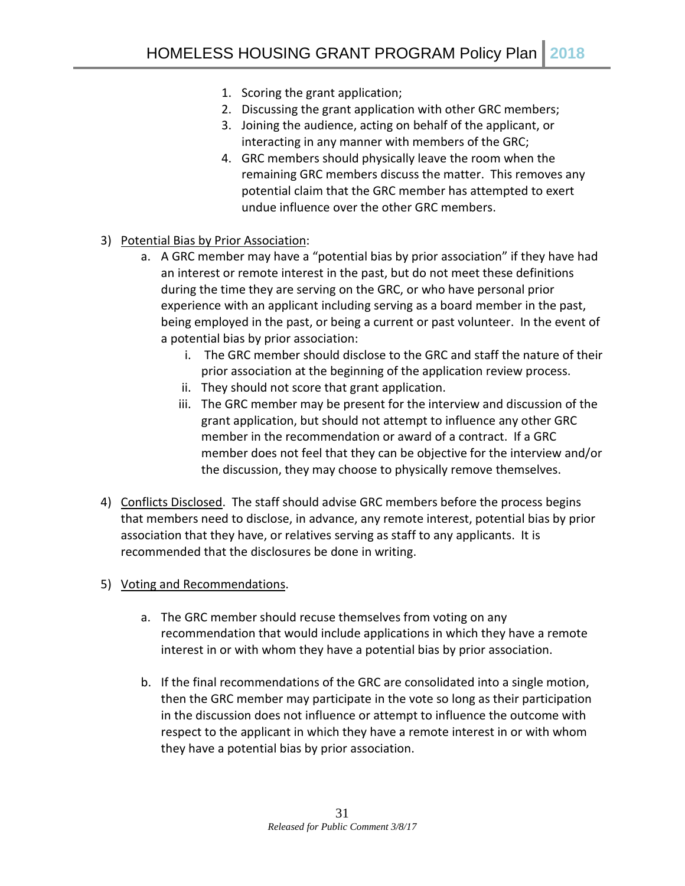1. Scoring the grant application;
2. Discussing the grant application with other GRC members;
3. Joining the audience, acting on behalf of the applicant, or interacting in any manner with members of the GRC;
4. GRC members should physically leave the room when the remaining GRC members discuss the matter. This removes any potential claim that the GRC member has attempted to exert undue influence over the other GRC members.

3) Potential Bias by Prior Association:
   a. A GRC member may have a "potential bias by prior association" if they have had an interest or remote interest in the past, but do not meet these definitions during the time they are serving on the GRC, or who have personal prior experience with an applicant including serving as a board member in the past, being employed in the past, or being a current or past volunteer. In the event of a potential bias by prior association:
      i. The GRC member should disclose to the GRC and staff the nature of their prior association at the beginning of the application review process.
      ii. They should not score that grant application.
      iii. The GRC member may be present for the interview and discussion of the grant application, but should not attempt to influence any other GRC member in the recommendation or award of a contract. If a GRC member does not feel that they can be objective for the interview and/or the discussion, they may choose to physically remove themselves.

4) Conflicts Disclosed. The staff should advise GRC members before the process begins that members need to disclose, in advance, any remote interest, potential bias by prior association that they have, or relatives serving as staff to any applicants. It is recommended that the disclosures be done in writing.

5) Voting and Recommendations.

   a. The GRC member should recuse themselves from voting on any recommendation that would include applications in which they have a remote interest in or with whom they have a potential bias by prior association.

   b. If the final recommendations of the GRC are consolidated into a single motion, then the GRC member may participate in the vote so long as their participation in the discussion does not influence or attempt to influence the outcome with respect to the applicant in which they have a remote interest in or with whom they have a potential bias by prior association.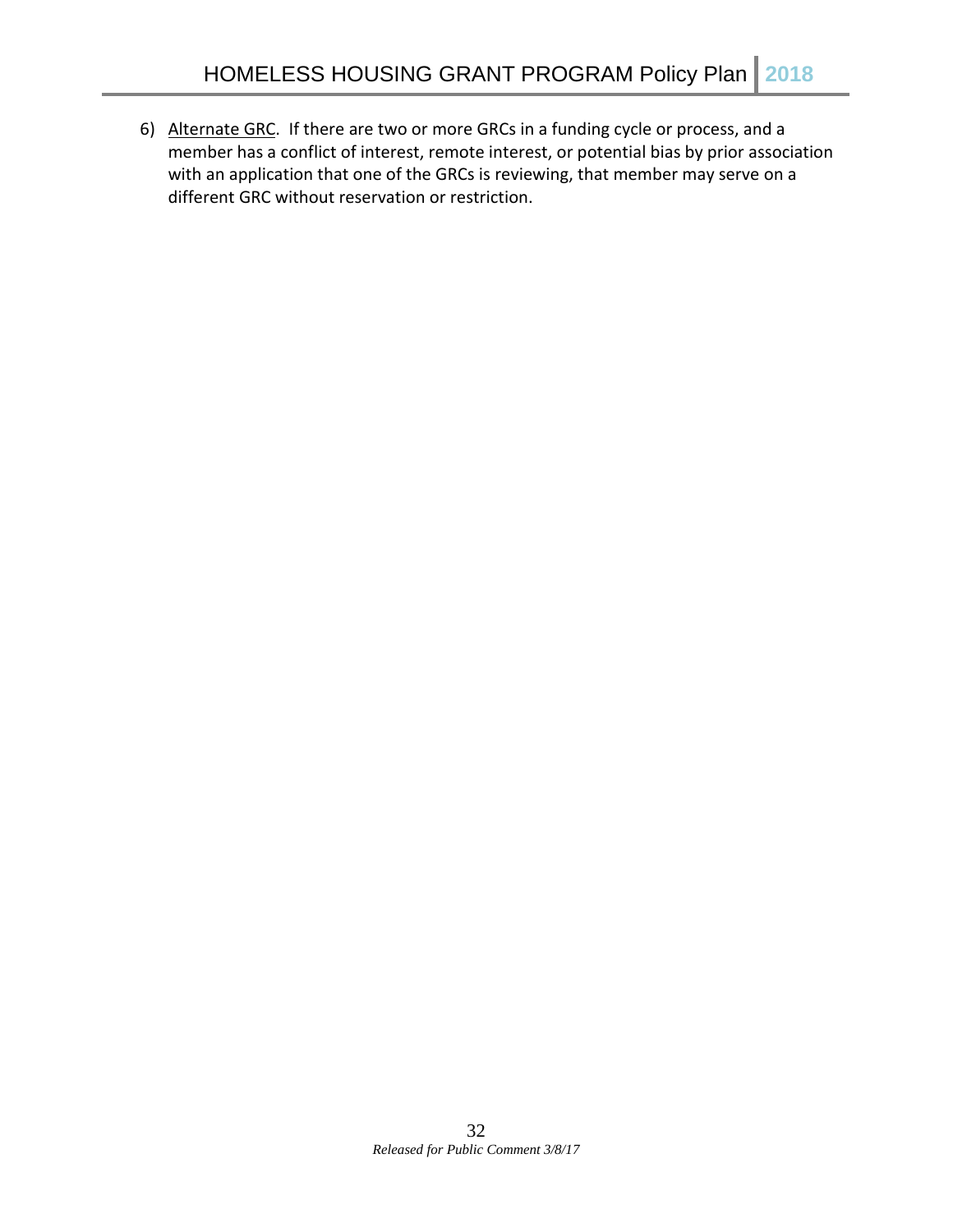6) Alternate GRC. If there are two or more GRCs in a funding cycle or process, and a member has a conflict of interest, remote interest, or potential bias by prior association with an application that one of the GRCs is reviewing, that member may serve on a different GRC without reservation or restriction.